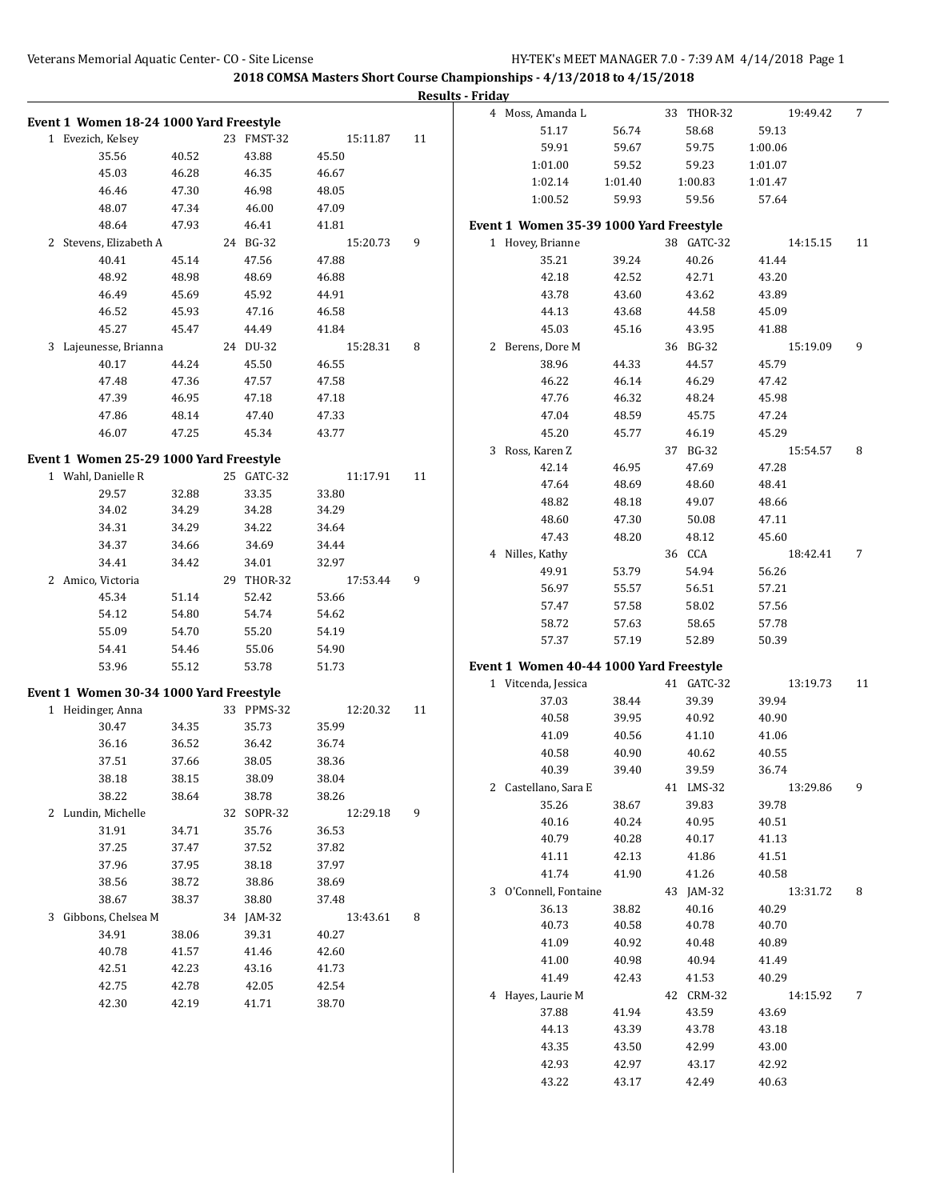**2018 COMSA Masters Short Course Championships - 4/13/2018 to 4/15/2018**

**Results - Friday**

### Event 1 Women 18-24 1000 Yard Freestyle

1 Evezich, Kelsey 23 FMST-32 15:11.87 11
35.56 40.52 43.88 45.50
45.03 46.28 46.35 46.67
46.46 47.30 46.98 48.05
48.07 47.34 46.00 47.09
48.64 47.93 46.41 41.81

2 Stevens, Elizabeth A 24 BG-32 15:20.73 9
40.41 45.14 47.56 47.88
48.92 48.98 48.69 46.88
46.49 45.69 45.92 44.91
46.52 45.93 47.16 46.58
45.27 45.47 44.49 41.84

3 Lajeunesse, Brianna 24 DU-32 15:28.31 8
40.17 44.24 45.50 46.55
47.48 47.36 47.57 47.58
47.39 46.95 47.18 47.18
47.86 48.14 47.40 47.33
46.07 47.25 45.34 43.77

### Event 1 Women 25-29 1000 Yard Freestyle

1 Wahl, Danielle R 25 GATC-32 11:17.91 11
29.57 32.88 33.35 33.80
34.02 34.29 34.28 34.29
34.31 34.29 34.22 34.64
34.37 34.66 34.69 34.44
34.41 34.42 34.01 32.97

2 Amico, Victoria 29 THOR-32 17:53.44 9
45.34 51.14 52.42 53.66
54.12 54.80 54.74 54.62
55.09 54.70 55.20 54.19
54.41 54.46 55.06 54.90
53.96 55.12 53.78 51.73

### Event 1 Women 30-34 1000 Yard Freestyle

1 Heidinger, Anna 33 PPMS-32 12:20.32 11
30.47 34.35 35.73 35.99
36.16 36.52 36.42 36.74
37.51 37.66 38.05 38.36
38.18 38.15 38.09 38.04
38.22 38.64 38.78 38.26

2 Lundin, Michelle 32 SOPR-32 12:29.18 9
31.91 34.71 35.76 36.53
37.25 37.47 37.52 37.82
37.96 37.95 38.18 37.97
38.56 38.72 38.86 38.69
38.67 38.37 38.80 37.48

3 Gibbons, Chelsea M 34 JAM-32 13:43.61 8
34.91 38.06 39.31 40.27
40.78 41.57 41.46 42.60
42.51 42.23 43.16 41.73
42.75 42.78 42.05 42.54
42.30 42.19 41.71 38.70

4 Moss, Amanda L 33 THOR-32 19:49.42 7
51.17 56.74 58.68 59.13
59.91 59.67 59.75 1:00.06
1:01.00 59.52 59.23 1:01.07
1:02.14 1:01.40 1:00.83 1:01.47
1:00.52 59.93 59.56 57.64

### Event 1 Women 35-39 1000 Yard Freestyle

1 Hovey, Brianne 38 GATC-32 14:15.15 11
35.21 39.24 40.26 41.44
42.18 42.52 42.71 43.20
43.78 43.60 43.62 43.89
44.13 43.68 44.58 45.09
45.03 45.16 43.95 41.88

2 Berens, Dore M 36 BG-32 15:19.09 9
38.96 44.33 44.57 45.79
46.22 46.14 46.29 47.42
47.76 46.32 48.24 45.98
47.04 48.59 45.75 47.24
45.20 45.77 46.19 45.29

3 Ross, Karen Z 37 BG-32 15:54.57 8
42.14 46.95 47.69 47.28
47.64 48.69 48.60 48.41
48.82 48.18 49.07 48.66
48.60 47.30 50.08 47.11
47.43 48.20 48.12 45.60

4 Nilles, Kathy 36 CCA 18:42.41 7
49.91 53.79 54.94 56.26
56.97 55.57 56.51 57.21
57.47 57.58 58.02 57.56
58.72 57.63 58.65 57.78
57.37 57.19 52.89 50.39

### Event 1 Women 40-44 1000 Yard Freestyle

1 Vitcenda, Jessica 41 GATC-32 13:19.73 11
37.03 38.44 39.39 39.94
40.58 39.95 40.92 40.90
41.09 40.56 41.10 41.06
40.58 40.90 40.62 40.55
40.39 39.40 39.59 36.74

2 Castellano, Sara E 41 LMS-32 13:29.86 9
35.26 38.67 39.83 39.78
40.16 40.24 40.95 40.51
40.79 40.28 40.17 41.13
41.11 42.13 41.86 41.51
41.74 41.90 41.26 40.58

3 O'Connell, Fontaine 43 JAM-32 13:31.72 8
36.13 38.82 40.16 40.29
40.73 40.58 40.78 40.70
41.09 40.92 40.48 40.89
41.00 40.98 40.94 41.49
41.49 42.43 41.53 40.29

4 Hayes, Laurie M 42 CRM-32 14:15.92 7
37.88 41.94 43.59 43.69
44.13 43.39 43.78 43.18
43.35 43.50 42.99 43.00
42.93 42.97 43.17 42.92
43.22 43.17 42.49 40.63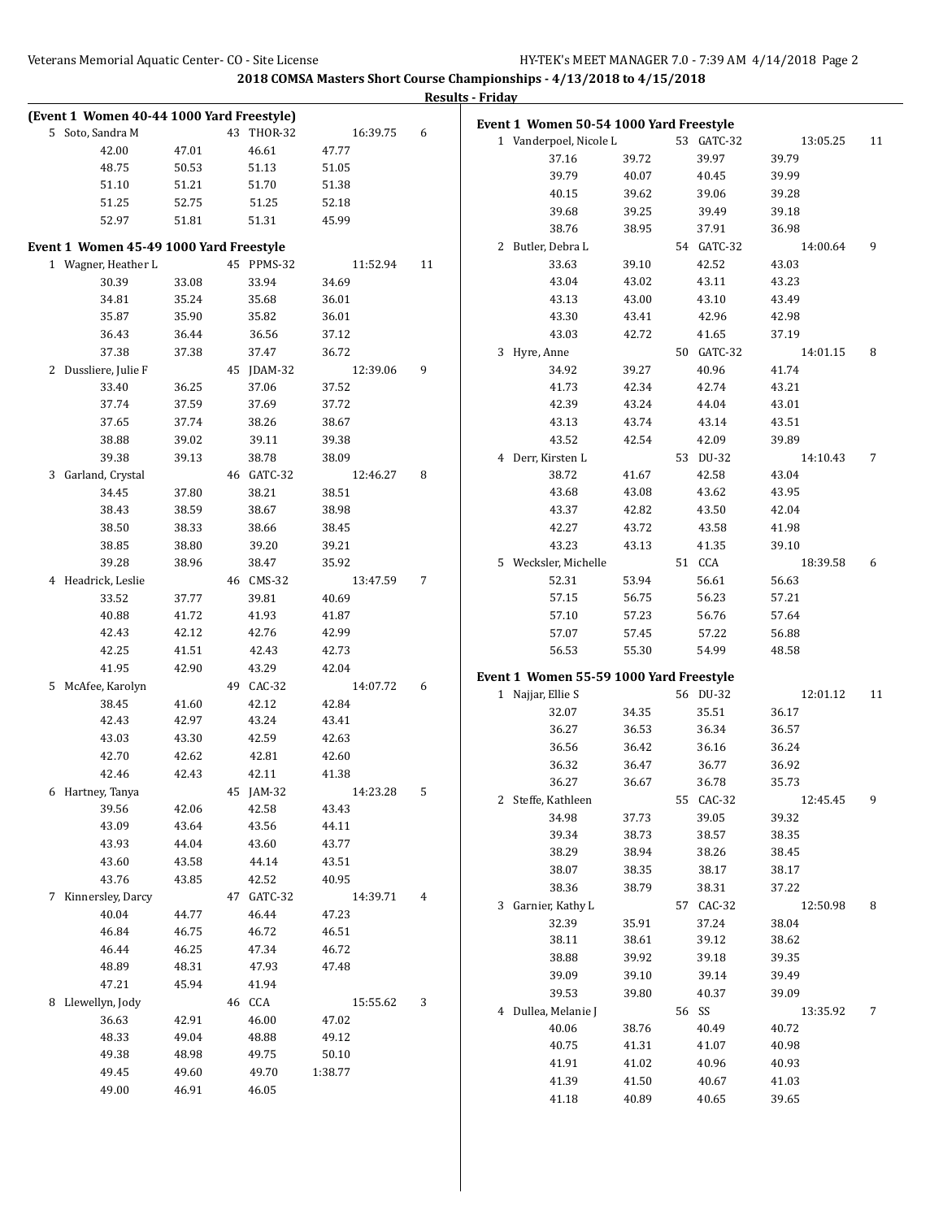## 2018 COMSA Masters Short Course Championships - 4/13/2018 to 4/15/2018

**Results - Friday**

### (Event 1 Women 40-44 1000 Yard Freestyle)

| Place | Name | Age | Team | Finals Time | Points |
|---|---|---|---|---|---|
| 5 | Soto, Sandra M | 43 | THOR-32 | 16:39.75 | 6 |

| | | | |
|---|---|---|---|
| 42.00 | 47.01 | 46.61 | 47.77 |
| 48.75 | 50.53 | 51.13 | 51.05 |
| 51.10 | 51.21 | 51.70 | 51.38 |
| 51.25 | 52.75 | 51.25 | 52.18 |
| 52.97 | 51.81 | 51.31 | 45.99 |

### Event 1 Women 45-49 1000 Yard Freestyle

| Place | Name | Age | Team | Finals Time | Points |
|---|---|---|---|---|---|
| 1 | Wagner, Heather L | 45 | PPMS-32 | 11:52.94 | 11 |
| | 30.39 | 33.08 | 33.94 | 34.69 | |
| | 34.81 | 35.24 | 35.68 | 36.01 | |
| | 35.87 | 35.90 | 35.82 | 36.01 | |
| | 36.43 | 36.44 | 36.56 | 37.12 | |
| | 37.38 | 37.38 | 37.47 | 36.72 | |
| 2 | Dussliere, Julie F | 45 | JDAM-32 | 12:39.06 | 9 |
| | 33.40 | 36.25 | 37.06 | 37.52 | |
| | 37.74 | 37.59 | 37.69 | 37.72 | |
| | 37.65 | 37.74 | 38.26 | 38.67 | |
| | 38.88 | 39.02 | 39.11 | 39.38 | |
| | 39.38 | 39.13 | 38.78 | 38.09 | |
| 3 | Garland, Crystal | 46 | GATC-32 | 12:46.27 | 8 |
| | 34.45 | 37.80 | 38.21 | 38.51 | |
| | 38.43 | 38.59 | 38.67 | 38.98 | |
| | 38.50 | 38.33 | 38.66 | 38.45 | |
| | 38.85 | 38.80 | 39.20 | 39.21 | |
| | 39.28 | 38.96 | 38.47 | 35.92 | |
| 4 | Headrick, Leslie | 46 | CMS-32 | 13:47.59 | 7 |
| | 33.52 | 37.77 | 39.81 | 40.69 | |
| | 40.88 | 41.72 | 41.93 | 41.87 | |
| | 42.43 | 42.12 | 42.76 | 42.99 | |
| | 42.25 | 41.51 | 42.43 | 42.73 | |
| | 41.95 | 42.90 | 43.29 | 42.04 | |
| 5 | McAfee, Karolyn | 49 | CAC-32 | 14:07.72 | 6 |
| | 38.45 | 41.60 | 42.12 | 42.84 | |
| | 42.43 | 42.97 | 43.24 | 43.41 | |
| | 43.03 | 43.30 | 42.59 | 42.63 | |
| | 42.70 | 42.62 | 42.81 | 42.60 | |
| | 42.46 | 42.43 | 42.11 | 41.38 | |
| 6 | Hartney, Tanya | 45 | JAM-32 | 14:23.28 | 5 |
| | 39.56 | 42.06 | 42.58 | 43.43 | |
| | 43.09 | 43.64 | 43.56 | 44.11 | |
| | 43.93 | 44.04 | 43.60 | 43.77 | |
| | 43.60 | 43.58 | 44.14 | 43.51 | |
| | 43.76 | 43.85 | 42.52 | 40.95 | |
| 7 | Kinnersley, Darcy | 47 | GATC-32 | 14:39.71 | 4 |
| | 40.04 | 44.77 | 46.44 | 47.23 | |
| | 46.84 | 46.75 | 46.72 | 46.51 | |
| | 46.44 | 46.25 | 47.34 | 46.72 | |
| | 48.89 | 48.31 | 47.93 | 47.48 | |
| | 47.21 | 45.94 | 41.94 | | |
| 8 | Llewellyn, Jody | 46 | CCA | 15:55.62 | 3 |
| | 36.63 | 42.91 | 46.00 | 47.02 | |
| | 48.33 | 49.04 | 48.88 | 49.12 | |
| | 49.38 | 48.98 | 49.75 | 50.10 | |
| | 49.45 | 49.60 | 49.70 | 1:38.77 | |
| | 49.00 | 46.91 | 46.05 | | |

### Event 1 Women 50-54 1000 Yard Freestyle

| Place | Name | Age | Team | Finals Time | Points |
|---|---|---|---|---|---|
| 1 | Vanderpoel, Nicole L | 53 | GATC-32 | 13:05.25 | 11 |
| | 37.16 | 39.72 | 39.97 | 39.79 | |
| | 39.79 | 40.07 | 40.45 | 39.99 | |
| | 40.15 | 39.62 | 39.06 | 39.28 | |
| | 39.68 | 39.25 | 39.49 | 39.18 | |
| | 38.76 | 38.95 | 37.91 | 36.98 | |
| 2 | Butler, Debra L | 54 | GATC-32 | 14:00.64 | 9 |
| | 33.63 | 39.10 | 42.52 | 43.03 | |
| | 43.04 | 43.02 | 43.11 | 43.23 | |
| | 43.13 | 43.00 | 43.10 | 43.49 | |
| | 43.30 | 43.41 | 42.96 | 42.98 | |
| | 43.03 | 42.72 | 41.65 | 37.19 | |
| 3 | Hyre, Anne | 50 | GATC-32 | 14:01.15 | 8 |
| | 34.92 | 39.27 | 40.96 | 41.74 | |
| | 41.73 | 42.34 | 42.74 | 43.21 | |
| | 42.39 | 43.24 | 44.04 | 43.01 | |
| | 43.13 | 43.74 | 43.14 | 43.51 | |
| | 43.52 | 42.54 | 42.09 | 39.89 | |
| 4 | Derr, Kirsten L | 53 | DU-32 | 14:10.43 | 7 |
| | 38.72 | 41.67 | 42.58 | 43.04 | |
| | 43.68 | 43.08 | 43.62 | 43.95 | |
| | 43.37 | 42.82 | 43.50 | 42.04 | |
| | 42.27 | 43.72 | 43.58 | 41.98 | |
| | 43.23 | 43.13 | 41.35 | 39.10 | |
| 5 | Wecksler, Michelle | 51 | CCA | 18:39.58 | 6 |
| | 52.31 | 53.94 | 56.61 | 56.63 | |
| | 57.15 | 56.75 | 56.23 | 57.21 | |
| | 57.10 | 57.23 | 56.76 | 57.64 | |
| | 57.07 | 57.45 | 57.22 | 56.88 | |
| | 56.53 | 55.30 | 54.99 | 48.58 | |

### Event 1 Women 55-59 1000 Yard Freestyle

| Place | Name | Age | Team | Finals Time | Points |
|---|---|---|---|---|---|
| 1 | Najjar, Ellie S | 56 | DU-32 | 12:01.12 | 11 |
| | 32.07 | 34.35 | 35.51 | 36.17 | |
| | 36.27 | 36.53 | 36.34 | 36.57 | |
| | 36.56 | 36.42 | 36.16 | 36.24 | |
| | 36.32 | 36.47 | 36.77 | 36.92 | |
| | 36.27 | 36.67 | 36.78 | 35.73 | |
| 2 | Steffe, Kathleen | 55 | CAC-32 | 12:45.45 | 9 |
| | 34.98 | 37.73 | 39.05 | 39.32 | |
| | 39.34 | 38.73 | 38.57 | 38.35 | |
| | 38.29 | 38.94 | 38.26 | 38.45 | |
| | 38.07 | 38.35 | 38.17 | 38.17 | |
| | 38.36 | 38.79 | 38.31 | 37.22 | |
| 3 | Garnier, Kathy L | 57 | CAC-32 | 12:50.98 | 8 |
| | 32.39 | 35.91 | 37.24 | 38.04 | |
| | 38.11 | 38.61 | 39.12 | 38.62 | |
| | 38.88 | 39.92 | 39.18 | 39.35 | |
| | 39.09 | 39.10 | 39.14 | 39.49 | |
| | 39.53 | 39.80 | 40.37 | 39.09 | |
| 4 | Dullea, Melanie J | 56 | SS | 13:35.92 | 7 |
| | 40.06 | 38.76 | 40.49 | 40.72 | |
| | 40.75 | 41.31 | 41.07 | 40.98 | |
| | 41.91 | 41.02 | 40.96 | 40.93 | |
| | 41.39 | 41.50 | 40.67 | 41.03 | |
| | 41.18 | 40.89 | 40.65 | 39.65 | |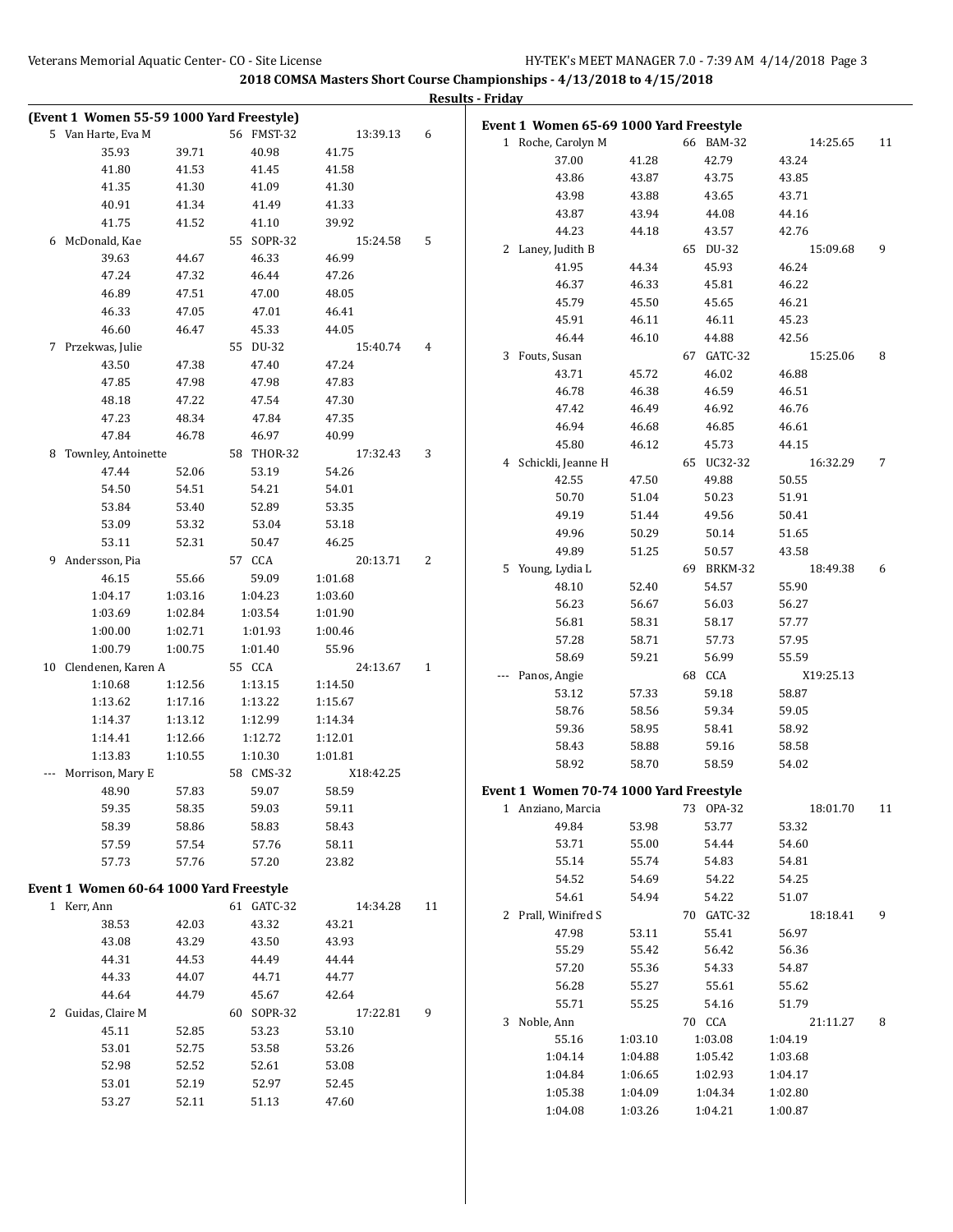2018 COMSA Masters Short Course Championships - 4/13/2018 to 4/15/2018

Results - Friday

## (Event 1 Women 55-59 1000 Yard Freestyle)

| Place | Name | Age | Team | Finals Time | Points |
|---|---|---|---|---|---|
| 5 | Van Harte, Eva M | 56 | FMST-32 | 13:39.13 | 6 |
| | 35.93 | 39.71 | 40.98 | 41.75 | |
| | 41.80 | 41.53 | 41.45 | 41.58 | |
| | 41.35 | 41.30 | 41.09 | 41.30 | |
| | 40.91 | 41.34 | 41.49 | 41.33 | |
| | 41.75 | 41.52 | 41.10 | 39.92 | |
| 6 | McDonald, Kae | 55 | SOPR-32 | 15:24.58 | 5 |
| | 39.63 | 44.67 | 46.33 | 46.99 | |
| | 47.24 | 47.32 | 46.44 | 47.26 | |
| | 46.89 | 47.51 | 47.00 | 48.05 | |
| | 46.33 | 47.05 | 47.01 | 46.41 | |
| | 46.60 | 46.47 | 45.33 | 44.05 | |
| 7 | Przekwas, Julie | 55 | DU-32 | 15:40.74 | 4 |
| | 43.50 | 47.38 | 47.40 | 47.24 | |
| | 47.85 | 47.98 | 47.98 | 47.83 | |
| | 48.18 | 47.22 | 47.54 | 47.30 | |
| | 47.23 | 48.34 | 47.84 | 47.35 | |
| | 47.84 | 46.78 | 46.97 | 40.99 | |
| 8 | Townley, Antoinette | 58 | THOR-32 | 17:32.43 | 3 |
| | 47.44 | 52.06 | 53.19 | 54.26 | |
| | 54.50 | 54.51 | 54.21 | 54.01 | |
| | 53.84 | 53.40 | 52.89 | 53.35 | |
| | 53.09 | 53.32 | 53.04 | 53.18 | |
| | 53.11 | 52.31 | 50.47 | 46.25 | |
| 9 | Andersson, Pia | 57 | CCA | 20:13.71 | 2 |
| | 46.15 | 55.66 | 59.09 | 1:01.68 | |
| | 1:04.17 | 1:03.16 | 1:04.23 | 1:03.60 | |
| | 1:03.69 | 1:02.84 | 1:03.54 | 1:01.90 | |
| | 1:00.00 | 1:02.71 | 1:01.93 | 1:00.46 | |
| | 1:00.79 | 1:00.75 | 1:01.40 | 55.96 | |
| 10 | Clendenen, Karen A | 55 | CCA | 24:13.67 | 1 |
| | 1:10.68 | 1:12.56 | 1:13.15 | 1:14.50 | |
| | 1:13.62 | 1:17.16 | 1:13.22 | 1:15.67 | |
| | 1:14.37 | 1:13.12 | 1:12.99 | 1:14.34 | |
| | 1:14.41 | 1:12.66 | 1:12.72 | 1:12.01 | |
| | 1:13.83 | 1:10.55 | 1:10.30 | 1:01.81 | |
| --- | Morrison, Mary E | 58 | CMS-32 | X18:42.25 | |
| | 48.90 | 57.83 | 59.07 | 58.59 | |
| | 59.35 | 58.35 | 59.03 | 59.11 | |
| | 58.39 | 58.86 | 58.83 | 58.43 | |
| | 57.59 | 57.54 | 57.76 | 58.11 | |
| | 57.73 | 57.76 | 57.20 | 23.82 | |

## Event 1 Women 60-64 1000 Yard Freestyle

| Place | Name | Age | Team | Finals Time | Points |
|---|---|---|---|---|---|
| 1 | Kerr, Ann | 61 | GATC-32 | 14:34.28 | 11 |
| | 38.53 | 42.03 | 43.32 | 43.21 | |
| | 43.08 | 43.29 | 43.50 | 43.93 | |
| | 44.31 | 44.53 | 44.49 | 44.44 | |
| | 44.33 | 44.07 | 44.71 | 44.77 | |
| | 44.64 | 44.79 | 45.67 | 42.64 | |
| 2 | Guidas, Claire M | 60 | SOPR-32 | 17:22.81 | 9 |
| | 45.11 | 52.85 | 53.23 | 53.10 | |
| | 53.01 | 52.75 | 53.58 | 53.26 | |
| | 52.98 | 52.52 | 52.61 | 53.08 | |
| | 53.01 | 52.19 | 52.97 | 52.45 | |
| | 53.27 | 52.11 | 51.13 | 47.60 | |

## Event 1 Women 65-69 1000 Yard Freestyle

| Place | Name | Age | Team | Finals Time | Points |
|---|---|---|---|---|---|
| 1 | Roche, Carolyn M | 66 | BAM-32 | 14:25.65 | 11 |
| | 37.00 | 41.28 | 42.79 | 43.24 | |
| | 43.86 | 43.87 | 43.75 | 43.85 | |
| | 43.98 | 43.88 | 43.65 | 43.71 | |
| | 43.87 | 43.94 | 44.08 | 44.16 | |
| | 44.23 | 44.18 | 43.57 | 42.76 | |
| 2 | Laney, Judith B | 65 | DU-32 | 15:09.68 | 9 |
| | 41.95 | 44.34 | 45.93 | 46.24 | |
| | 46.37 | 46.33 | 45.81 | 46.22 | |
| | 45.79 | 45.50 | 45.65 | 46.21 | |
| | 45.91 | 46.11 | 46.11 | 45.23 | |
| | 46.44 | 46.10 | 44.88 | 42.56 | |
| 3 | Fouts, Susan | 67 | GATC-32 | 15:25.06 | 8 |
| | 43.71 | 45.72 | 46.02 | 46.88 | |
| | 46.78 | 46.38 | 46.59 | 46.51 | |
| | 47.42 | 46.49 | 46.92 | 46.76 | |
| | 46.94 | 46.68 | 46.85 | 46.61 | |
| | 45.80 | 46.12 | 45.73 | 44.15 | |
| 4 | Schickli, Jeanne H | 65 | UC32-32 | 16:32.29 | 7 |
| | 42.55 | 47.50 | 49.88 | 50.55 | |
| | 50.70 | 51.04 | 50.23 | 51.91 | |
| | 49.19 | 51.44 | 49.56 | 50.41 | |
| | 49.96 | 50.29 | 50.14 | 51.65 | |
| | 49.89 | 51.25 | 50.57 | 43.58 | |
| 5 | Young, Lydia L | 69 | BRKM-32 | 18:49.38 | 6 |
| | 48.10 | 52.40 | 54.57 | 55.90 | |
| | 56.23 | 56.67 | 56.03 | 56.27 | |
| | 56.81 | 58.31 | 58.17 | 57.77 | |
| | 57.28 | 58.71 | 57.73 | 57.95 | |
| | 58.69 | 59.21 | 56.99 | 55.59 | |
| --- | Panos, Angie | 68 | CCA | X19:25.13 | |
| | 53.12 | 57.33 | 59.18 | 58.87 | |
| | 58.76 | 58.56 | 59.34 | 59.05 | |
| | 59.36 | 58.95 | 58.41 | 58.92 | |
| | 58.43 | 58.88 | 59.16 | 58.58 | |
| | 58.92 | 58.70 | 58.59 | 54.02 | |

## Event 1 Women 70-74 1000 Yard Freestyle

| Place | Name | Age | Team | Finals Time | Points |
|---|---|---|---|---|---|
| 1 | Anziano, Marcia | 73 | OPA-32 | 18:01.70 | 11 |
| | 49.84 | 53.98 | 53.77 | 53.32 | |
| | 53.71 | 55.00 | 54.44 | 54.60 | |
| | 55.14 | 55.74 | 54.83 | 54.81 | |
| | 54.52 | 54.69 | 54.22 | 54.25 | |
| | 54.61 | 54.94 | 54.22 | 51.07 | |
| 2 | Prall, Winifred S | 70 | GATC-32 | 18:18.41 | 9 |
| | 47.98 | 53.11 | 55.41 | 56.97 | |
| | 55.29 | 55.42 | 56.42 | 56.36 | |
| | 57.20 | 55.36 | 54.33 | 54.87 | |
| | 56.28 | 55.27 | 55.61 | 55.62 | |
| | 55.71 | 55.25 | 54.16 | 51.79 | |
| 3 | Noble, Ann | 70 | CCA | 21:11.27 | 8 |
| | 55.16 | 1:03.10 | 1:03.08 | 1:04.19 | |
| | 1:04.14 | 1:04.88 | 1:05.42 | 1:03.68 | |
| | 1:04.84 | 1:06.65 | 1:02.93 | 1:04.17 | |
| | 1:05.38 | 1:04.09 | 1:04.34 | 1:02.80 | |
| | 1:04.08 | 1:03.26 | 1:04.21 | 1:00.87 | |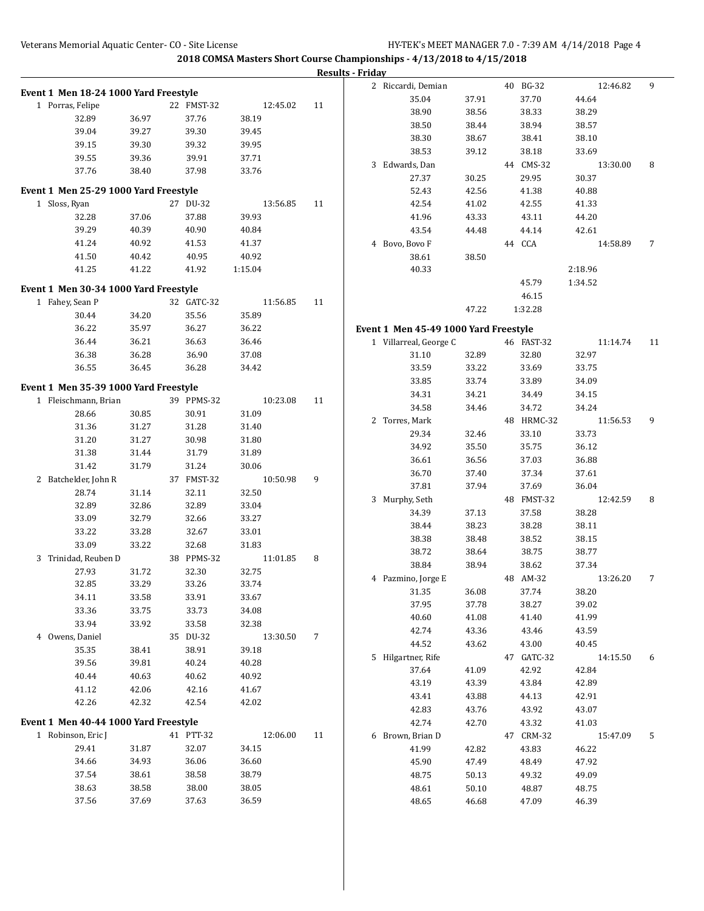## 2018 COMSA Masters Short Course Championships - 4/13/2018 to 4/15/2018

**Results - Friday**

### Event 1 Men 18-24 1000 Yard Freestyle

```
  1 Porras, Felipe              22 FMST-32          12:45.02    11
        32.89       36.97       37.76       38.19
        39.04       39.27       39.30       39.45
        39.15       39.30       39.32       39.95
        39.55       39.36       39.91       37.71
        37.76       38.40       37.98       33.76
```

### Event 1 Men 25-29 1000 Yard Freestyle

```
  1 Sloss, Ryan                 27 DU-32            13:56.85    11
        32.28       37.06       37.88       39.93
        39.29       40.39       40.90       40.84
        41.24       40.92       41.53       41.37
        41.50       40.42       40.95       40.92
        41.25       41.22       41.92     1:15.04
```

### Event 1 Men 30-34 1000 Yard Freestyle

```
  1 Fahey, Sean P               32 GATC-32          11:56.85    11
        30.44       34.20       35.56       35.89
        36.22       35.97       36.27       36.22
        36.44       36.21       36.63       36.46
        36.38       36.28       36.90       37.08
        36.55       36.45       36.28       34.42
```

### Event 1 Men 35-39 1000 Yard Freestyle

```
  1 Fleischmann, Brian          39 PPMS-32          10:23.08    11
        28.66       30.85       30.91       31.09
        31.36       31.27       31.28       31.40
        31.20       31.27       30.98       31.80
        31.38       31.44       31.79       31.89
        31.42       31.79       31.24       30.06
  2 Batchelder, John R          37 FMST-32          10:50.98     9
        28.74       31.14       32.11       32.50
        32.89       32.86       32.89       33.04
        33.09       32.79       32.66       33.27
        33.22       33.28       32.67       33.01
        33.09       33.22       32.68       31.83
  3 Trinidad, Reuben D          38 PPMS-32          11:01.85     8
        27.93       31.72       32.30       32.75
        32.85       33.29       33.26       33.74
        34.11       33.58       33.91       33.67
        33.36       33.75       33.73       34.08
        33.94       33.92       33.58       32.38
  4 Owens, Daniel               35 DU-32            13:30.50     7
        35.35       38.41       38.91       39.18
        39.56       39.81       40.24       40.28
        40.44       40.63       40.62       40.92
        41.12       42.06       42.16       41.67
        42.26       42.32       42.54       42.02
```

### Event 1 Men 40-44 1000 Yard Freestyle

```
  1 Robinson, Eric J            41 PTT-32           12:06.00    11
        29.41       31.87       32.07       34.15
        34.66       34.93       36.06       36.60
        37.54       38.61       38.58       38.79
        38.63       38.58       38.00       38.05
        37.56       37.69       37.63       36.59
  2 Riccardi, Demian            40 BG-32            12:46.82     9
        35.04       37.91       37.70       44.64
        38.90       38.56       38.33       38.29
        38.50       38.44       38.94       38.57
        38.30       38.67       38.41       38.10
        38.53       39.12       38.18       33.69
  3 Edwards, Dan                44 CMS-32           13:30.00     8
        27.37       30.25       29.95       30.37
        52.43       42.56       41.38       40.88
        42.54       41.02       42.55       41.33
        41.96       43.33       43.11       44.20
        43.54       44.48       44.14       42.61
  4 Bovo, Bovo F                44 CCA              14:58.89     7
        38.61       38.50
        40.33                             2:18.96
                                45.79     1:34.52
                                46.15
                    47.22     1:32.28
```

### Event 1 Men 45-49 1000 Yard Freestyle

```
  1 Villarreal, George C        46 FAST-32          11:14.74    11
        31.10       32.89       32.80       32.97
        33.59       33.22       33.69       33.75
        33.85       33.74       33.89       34.09
        34.31       34.21       34.49       34.15
        34.58       34.46       34.72       34.24
  2 Torres, Mark                48 HRMC-32          11:56.53     9
        29.34       32.46       33.10       33.73
        34.92       35.50       35.75       36.12
        36.61       36.56       37.03       36.88
        36.70       37.40       37.34       37.61
        37.81       37.94       37.69       36.04
  3 Murphy, Seth                48 FMST-32          12:42.59     8
        34.39       37.13       37.58       38.28
        38.44       38.23       38.28       38.11
        38.38       38.48       38.52       38.15
        38.72       38.64       38.75       38.77
        38.84       38.94       38.62       37.34
  4 Pazmino, Jorge E            48 AM-32            13:26.20     7
        31.35       36.08       37.74       38.20
        37.95       37.78       38.27       39.02
        40.60       41.08       41.40       41.99
        42.74       43.36       43.46       43.59
        44.52       43.62       43.00       40.45
  5 Hilgartner, Rife            47 GATC-32          14:15.50     6
        37.64       41.09       42.92       42.84
        43.19       43.39       43.84       42.89
        43.41       43.88       44.13       42.91
        42.83       43.76       43.92       43.07
        42.74       42.70       43.32       41.03
  6 Brown, Brian D              47 CRM-32           15:47.09     5
        41.99       42.82       43.83       46.22
        45.90       47.49       48.49       47.92
        48.75       50.13       49.32       49.09
        48.61       50.10       48.87       48.75
        48.65       46.68       47.09       46.39
```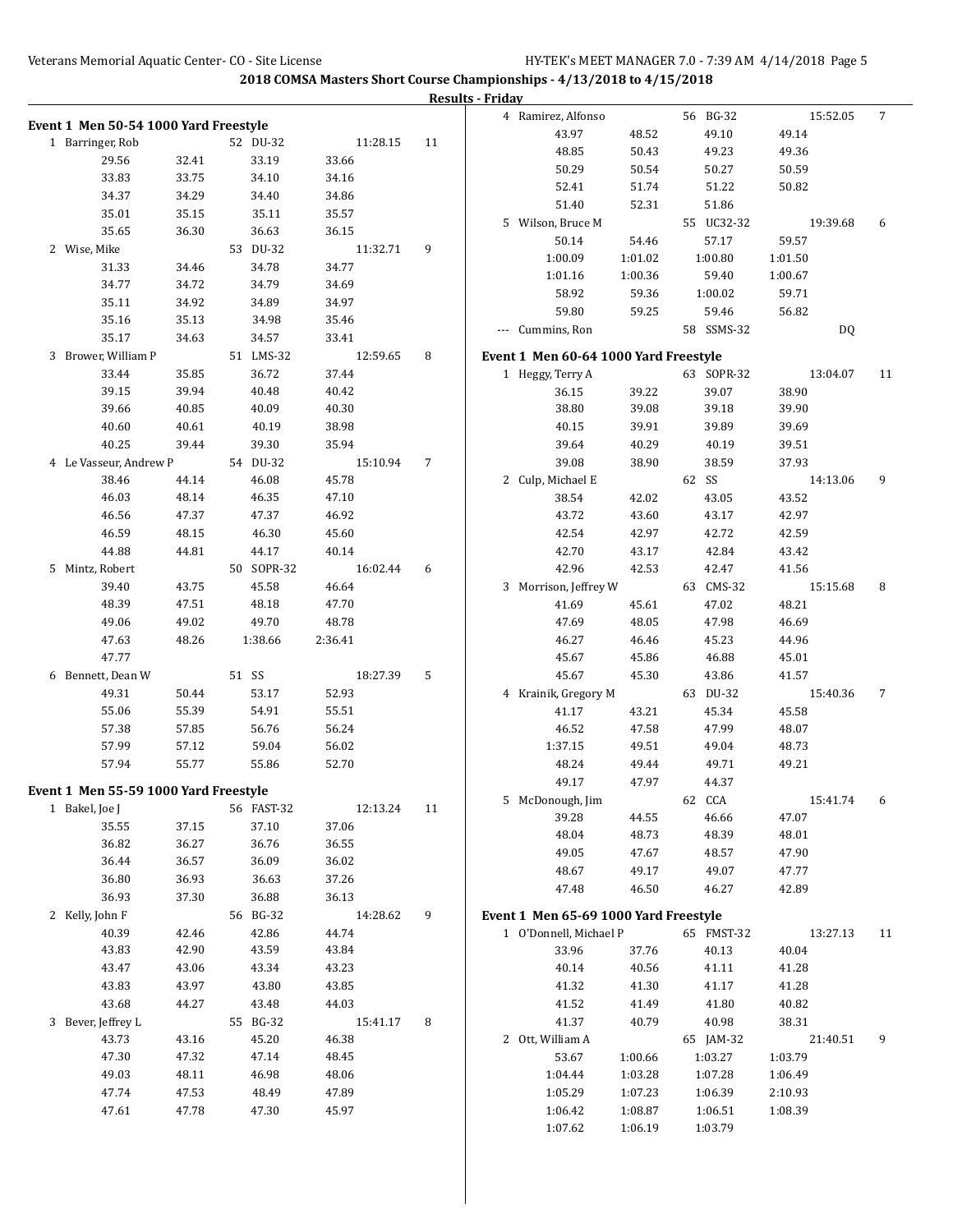2018 COMSA Masters Short Course Championships - 4/13/2018 to 4/15/2018

**Results - Friday**

## Event 1 Men 50-54 1000 Yard Freestyle

1 Barringer, Rob 52 DU-32 11:28.15 11

| | | | |
|---|---|---|---|
| 29.56 | 32.41 | 33.19 | 33.66 |
| 33.83 | 33.75 | 34.10 | 34.16 |
| 34.37 | 34.29 | 34.40 | 34.86 |
| 35.01 | 35.15 | 35.11 | 35.57 |
| 35.65 | 36.30 | 36.63 | 36.15 |

2 Wise, Mike 53 DU-32 11:32.71 9

| | | | |
|---|---|---|---|
| 31.33 | 34.46 | 34.78 | 34.77 |
| 34.77 | 34.72 | 34.79 | 34.69 |
| 35.11 | 34.92 | 34.89 | 34.97 |
| 35.16 | 35.13 | 34.98 | 35.46 |
| 35.17 | 34.63 | 34.57 | 33.41 |

3 Brower, William P 51 LMS-32 12:59.65 8

| | | | |
|---|---|---|---|
| 33.44 | 35.85 | 36.72 | 37.44 |
| 39.15 | 39.94 | 40.48 | 40.42 |
| 39.66 | 40.85 | 40.09 | 40.30 |
| 40.60 | 40.61 | 40.19 | 38.98 |
| 40.25 | 39.44 | 39.30 | 35.94 |

4 Le Vasseur, Andrew P 54 DU-32 15:10.94 7

| | | | |
|---|---|---|---|
| 38.46 | 44.14 | 46.08 | 45.78 |
| 46.03 | 48.14 | 46.35 | 47.10 |
| 46.56 | 47.37 | 47.37 | 46.92 |
| 46.59 | 48.15 | 46.30 | 45.60 |
| 44.88 | 44.81 | 44.17 | 40.14 |

5 Mintz, Robert 50 SOPR-32 16:02.44 6

| | | | |
|---|---|---|---|
| 39.40 | 43.75 | 45.58 | 46.64 |
| 48.39 | 47.51 | 48.18 | 47.70 |
| 49.06 | 49.02 | 49.70 | 48.78 |
| 47.63 | 48.26 | 1:38.66 | 2:36.41 |
| 47.77 | | | |

6 Bennett, Dean W 51 SS 18:27.39 5

| | | | |
|---|---|---|---|
| 49.31 | 50.44 | 53.17 | 52.93 |
| 55.06 | 55.39 | 54.91 | 55.51 |
| 57.38 | 57.85 | 56.76 | 56.24 |
| 57.99 | 57.12 | 59.04 | 56.02 |
| 57.94 | 55.77 | 55.86 | 52.70 |

## Event 1 Men 55-59 1000 Yard Freestyle

1 Bakel, Joe J 56 FAST-32 12:13.24 11

| | | | |
|---|---|---|---|
| 35.55 | 37.15 | 37.10 | 37.06 |
| 36.82 | 36.27 | 36.76 | 36.55 |
| 36.44 | 36.57 | 36.09 | 36.02 |
| 36.80 | 36.93 | 36.63 | 37.26 |
| 36.93 | 37.30 | 36.88 | 36.13 |

2 Kelly, John F 56 BG-32 14:28.62 9

| | | | |
|---|---|---|---|
| 40.39 | 42.46 | 42.86 | 44.74 |
| 43.83 | 42.90 | 43.59 | 43.84 |
| 43.47 | 43.06 | 43.34 | 43.23 |
| 43.83 | 43.97 | 43.80 | 43.85 |
| 43.68 | 44.27 | 43.48 | 44.03 |

3 Bever, Jeffrey L 55 BG-32 15:41.17 8

| | | | |
|---|---|---|---|
| 43.73 | 43.16 | 45.20 | 46.38 |
| 47.30 | 47.32 | 47.14 | 48.45 |
| 49.03 | 48.11 | 46.98 | 48.06 |
| 47.74 | 47.53 | 48.49 | 47.89 |
| 47.61 | 47.78 | 47.30 | 45.97 |

4 Ramirez, Alfonso 56 BG-32 15:52.05 7

| | | | |
|---|---|---|---|
| 43.97 | 48.52 | 49.10 | 49.14 |
| 48.85 | 50.43 | 49.23 | 49.36 |
| 50.29 | 50.54 | 50.27 | 50.59 |
| 52.41 | 51.74 | 51.22 | 50.82 |
| 51.40 | 52.31 | 51.86 | |

5 Wilson, Bruce M 55 UC32-32 19:39.68 6

| | | | |
|---|---|---|---|
| 50.14 | 54.46 | 57.17 | 59.57 |
| 1:00.09 | 1:01.02 | 1:00.80 | 1:01.50 |
| 1:01.16 | 1:00.36 | 59.40 | 1:00.67 |
| 58.92 | 59.36 | 1:00.02 | 59.71 |
| 59.80 | 59.25 | 59.46 | 56.82 |

--- Cummins, Ron 58 SSMS-32 DQ

## Event 1 Men 60-64 1000 Yard Freestyle

1 Heggy, Terry A 63 SOPR-32 13:04.07 11

| | | | |
|---|---|---|---|
| 36.15 | 39.22 | 39.07 | 38.90 |
| 38.80 | 39.08 | 39.18 | 39.90 |
| 40.15 | 39.91 | 39.89 | 39.69 |
| 39.64 | 40.29 | 40.19 | 39.51 |
| 39.08 | 38.90 | 38.59 | 37.93 |

2 Culp, Michael E 62 SS 14:13.06 9

| | | | |
|---|---|---|---|
| 38.54 | 42.02 | 43.05 | 43.52 |
| 43.72 | 43.60 | 43.17 | 42.97 |
| 42.54 | 42.97 | 42.72 | 42.59 |
| 42.70 | 43.17 | 42.84 | 43.42 |
| 42.96 | 42.53 | 42.47 | 41.56 |

3 Morrison, Jeffrey W 63 CMS-32 15:15.68 8

| | | | |
|---|---|---|---|
| 41.69 | 45.61 | 47.02 | 48.21 |
| 47.69 | 48.05 | 47.98 | 46.69 |
| 46.27 | 46.46 | 45.23 | 44.96 |
| 45.67 | 45.86 | 46.88 | 45.01 |
| 45.67 | 45.30 | 43.86 | 41.57 |

4 Krainik, Gregory M 63 DU-32 15:40.36 7

| | | | |
|---|---|---|---|
| 41.17 | 43.21 | 45.34 | 45.58 |
| 46.52 | 47.58 | 47.99 | 48.07 |
| 1:37.15 | 49.51 | 49.04 | 48.73 |
| 48.24 | 49.44 | 49.71 | 49.21 |
| 49.17 | 47.97 | 44.37 | |

5 McDonough, Jim 62 CCA 15:41.74 6

| | | | |
|---|---|---|---|
| 39.28 | 44.55 | 46.66 | 47.07 |
| 48.04 | 48.73 | 48.39 | 48.01 |
| 49.05 | 47.67 | 48.57 | 47.90 |
| 48.67 | 49.17 | 49.07 | 47.77 |
| 47.48 | 46.50 | 46.27 | 42.89 |

## Event 1 Men 65-69 1000 Yard Freestyle

1 O'Donnell, Michael P 65 FMST-32 13:27.13 11

| | | | |
|---|---|---|---|
| 33.96 | 37.76 | 40.13 | 40.04 |
| 40.14 | 40.56 | 41.11 | 41.28 |
| 41.32 | 41.30 | 41.17 | 41.28 |
| 41.52 | 41.49 | 41.80 | 40.82 |
| 41.37 | 40.79 | 40.98 | 38.31 |

2 Ott, William A 65 JAM-32 21:40.51 9

| | | | |
|---|---|---|---|
| 53.67 | 1:00.66 | 1:03.27 | 1:03.79 |
| 1:04.44 | 1:03.28 | 1:07.28 | 1:06.49 |
| 1:05.29 | 1:07.23 | 1:06.39 | 2:10.93 |
| 1:06.42 | 1:08.87 | 1:06.51 | 1:08.39 |
| 1:07.62 | 1:06.19 | 1:03.79 | |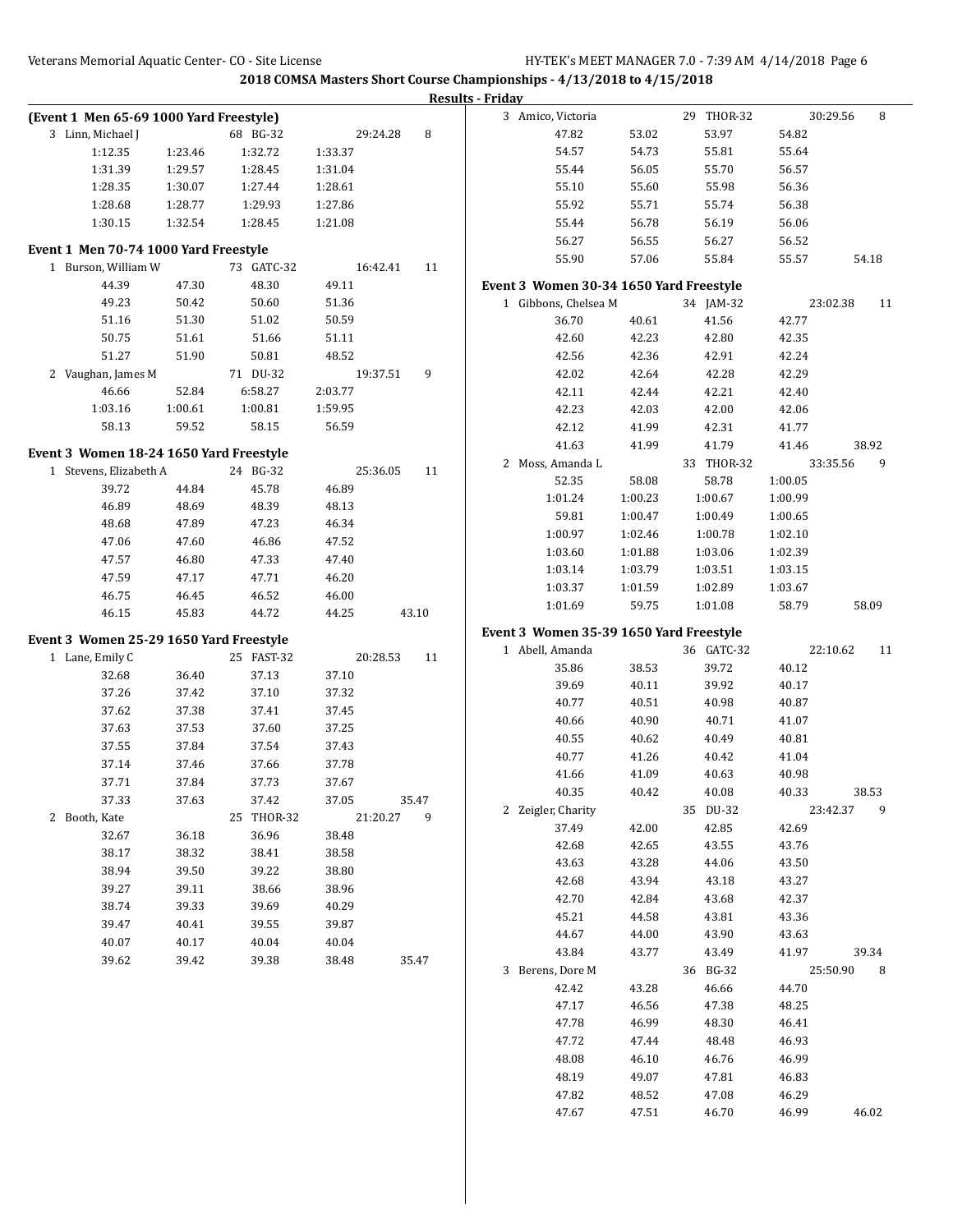## 2018 COMSA Masters Short Course Championships - 4/13/2018 to 4/15/2018

### Results - Friday

**(Event 1 Men 65-69 1000 Yard Freestyle)**

3 Linn, Michael J — 68 BG-32 — 29:24.28 — 8

| | | | |
|---|---|---|---|
| 1:12.35 | 1:23.46 | 1:32.72 | 1:33.37 |
| 1:31.39 | 1:29.57 | 1:28.45 | 1:31.04 |
| 1:28.35 | 1:30.07 | 1:27.44 | 1:28.61 |
| 1:28.68 | 1:28.77 | 1:29.93 | 1:27.86 |
| 1:30.15 | 1:32.54 | 1:28.45 | 1:21.08 |

**Event 1 Men 70-74 1000 Yard Freestyle**

1 Burson, William W — 73 GATC-32 — 16:42.41 — 11

| | | | |
|---|---|---|---|
| 44.39 | 47.30 | 48.30 | 49.11 |
| 49.23 | 50.42 | 50.60 | 51.36 |
| 51.16 | 51.30 | 51.02 | 50.59 |
| 50.75 | 51.61 | 51.66 | 51.11 |
| 51.27 | 51.90 | 50.81 | 48.52 |

2 Vaughan, James M — 71 DU-32 — 19:37.51 — 9

| | | | |
|---|---|---|---|
| 46.66 | 52.84 | 6:58.27 | 2:03.77 |
| 1:03.16 | 1:00.61 | 1:00.81 | 1:59.95 |
| 58.13 | 59.52 | 58.15 | 56.59 |

**Event 3 Women 18-24 1650 Yard Freestyle**

1 Stevens, Elizabeth A — 24 BG-32 — 25:36.05 — 11

| | | | | |
|---|---|---|---|---|
| 39.72 | 44.84 | 45.78 | 46.89 | |
| 46.89 | 48.69 | 48.39 | 48.13 | |
| 48.68 | 47.89 | 47.23 | 46.34 | |
| 47.06 | 47.60 | 46.86 | 47.52 | |
| 47.57 | 46.80 | 47.33 | 47.40 | |
| 47.59 | 47.17 | 47.71 | 46.20 | |
| 46.75 | 46.45 | 46.52 | 46.00 | |
| 46.15 | 45.83 | 44.72 | 44.25 | 43.10 |

**Event 3 Women 25-29 1650 Yard Freestyle**

1 Lane, Emily C — 25 FAST-32 — 20:28.53 — 11

| | | | | |
|---|---|---|---|---|
| 32.68 | 36.40 | 37.13 | 37.10 | |
| 37.26 | 37.42 | 37.10 | 37.32 | |
| 37.62 | 37.38 | 37.41 | 37.45 | |
| 37.63 | 37.53 | 37.60 | 37.25 | |
| 37.55 | 37.84 | 37.54 | 37.43 | |
| 37.14 | 37.46 | 37.66 | 37.78 | |
| 37.71 | 37.84 | 37.73 | 37.67 | |
| 37.33 | 37.63 | 37.42 | 37.05 | 35.47 |

2 Booth, Kate — 25 THOR-32 — 21:20.27 — 9

| | | | | |
|---|---|---|---|---|
| 32.67 | 36.18 | 36.96 | 38.48 | |
| 38.17 | 38.32 | 38.41 | 38.58 | |
| 38.94 | 39.50 | 39.22 | 38.80 | |
| 39.27 | 39.11 | 38.66 | 38.96 | |
| 38.74 | 39.33 | 39.69 | 40.29 | |
| 39.47 | 40.41 | 39.55 | 39.87 | |
| 40.07 | 40.17 | 40.04 | 40.04 | |
| 39.62 | 39.42 | 39.38 | 38.48 | 35.47 |

3 Amico, Victoria — 29 THOR-32 — 30:29.56 — 8

| | | | | |
|---|---|---|---|---|
| 47.82 | 53.02 | 53.97 | 54.82 | |
| 54.57 | 54.73 | 55.81 | 55.64 | |
| 55.44 | 56.05 | 55.70 | 56.57 | |
| 55.10 | 55.60 | 55.98 | 56.36 | |
| 55.92 | 55.71 | 55.74 | 56.38 | |
| 55.44 | 56.78 | 56.19 | 56.06 | |
| 56.27 | 56.55 | 56.27 | 56.52 | |
| 55.90 | 57.06 | 55.84 | 55.57 | 54.18 |

**Event 3 Women 30-34 1650 Yard Freestyle**

1 Gibbons, Chelsea M — 34 JAM-32 — 23:02.38 — 11

| | | | | |
|---|---|---|---|---|
| 36.70 | 40.61 | 41.56 | 42.77 | |
| 42.60 | 42.23 | 42.80 | 42.35 | |
| 42.56 | 42.36 | 42.91 | 42.24 | |
| 42.02 | 42.64 | 42.28 | 42.29 | |
| 42.11 | 42.44 | 42.21 | 42.40 | |
| 42.23 | 42.03 | 42.00 | 42.06 | |
| 42.12 | 41.99 | 42.31 | 41.77 | |
| 41.63 | 41.99 | 41.79 | 41.46 | 38.92 |

2 Moss, Amanda L — 33 THOR-32 — 33:35.56 — 9

| | | | | |
|---|---|---|---|---|
| 52.35 | 58.08 | 58.78 | 1:00.05 | |
| 1:01.24 | 1:00.23 | 1:00.67 | 1:00.99 | |
| 59.81 | 1:00.47 | 1:00.49 | 1:00.65 | |
| 1:00.97 | 1:02.46 | 1:00.78 | 1:02.10 | |
| 1:03.60 | 1:01.88 | 1:03.06 | 1:02.39 | |
| 1:03.14 | 1:03.79 | 1:03.51 | 1:03.15 | |
| 1:03.37 | 1:01.59 | 1:02.89 | 1:03.67 | |
| 1:01.69 | 59.75 | 1:01.08 | 58.79 | 58.09 |

**Event 3 Women 35-39 1650 Yard Freestyle**

1 Abell, Amanda — 36 GATC-32 — 22:10.62 — 11

| | | | | |
|---|---|---|---|---|
| 35.86 | 38.53 | 39.72 | 40.12 | |
| 39.69 | 40.11 | 39.92 | 40.17 | |
| 40.77 | 40.51 | 40.98 | 40.87 | |
| 40.66 | 40.90 | 40.71 | 41.07 | |
| 40.55 | 40.62 | 40.49 | 40.81 | |
| 40.77 | 41.26 | 40.42 | 41.04 | |
| 41.66 | 41.09 | 40.63 | 40.98 | |
| 40.35 | 40.42 | 40.08 | 40.33 | 38.53 |

2 Zeigler, Charity — 35 DU-32 — 23:42.37 — 9

| | | | | |
|---|---|---|---|---|
| 37.49 | 42.00 | 42.85 | 42.69 | |
| 42.68 | 42.65 | 43.55 | 43.76 | |
| 43.63 | 43.28 | 44.06 | 43.50 | |
| 42.68 | 43.94 | 43.18 | 43.27 | |
| 42.70 | 42.84 | 43.68 | 42.37 | |
| 45.21 | 44.58 | 43.81 | 43.36 | |
| 44.67 | 44.00 | 43.90 | 43.63 | |
| 43.84 | 43.77 | 43.49 | 41.97 | 39.34 |

3 Berens, Dore M — 36 BG-32 — 25:50.90 — 8

| | | | | |
|---|---|---|---|---|
| 42.42 | 43.28 | 46.66 | 44.70 | |
| 47.17 | 46.56 | 47.38 | 48.25 | |
| 47.78 | 46.99 | 48.30 | 46.41 | |
| 47.72 | 47.44 | 48.48 | 46.93 | |
| 48.08 | 46.10 | 46.76 | 46.99 | |
| 48.19 | 49.07 | 47.81 | 46.83 | |
| 47.82 | 48.52 | 47.08 | 46.29 | |
| 47.67 | 47.51 | 46.70 | 46.99 | 46.02 |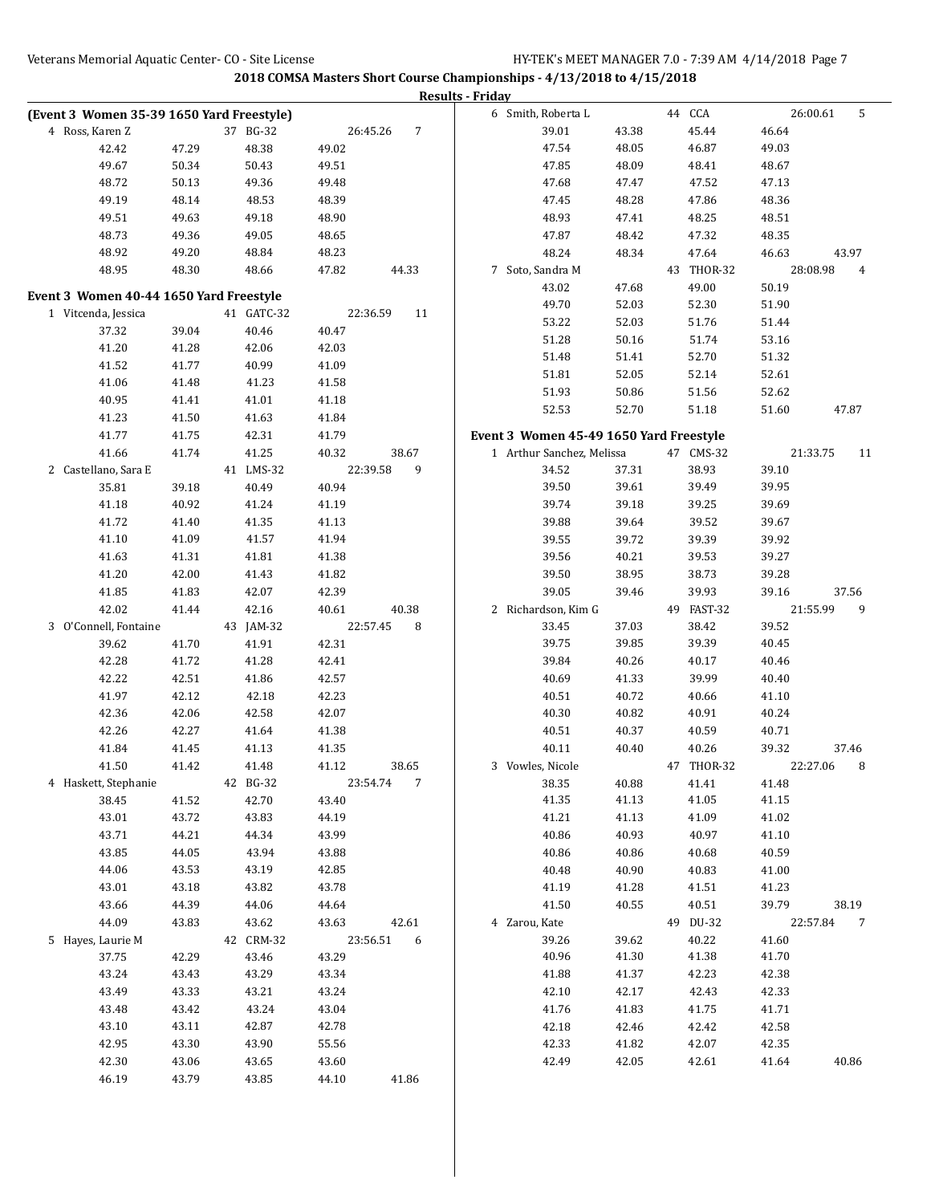## 2018 COMSA Masters Short Course Championships - 4/13/2018 to 4/15/2018

### Results - Friday

**(Event 3 Women 35-39 1650 Yard Freestyle)**

| Place | Name | Age | Team | Time | Points |
|---|---|---|---|---|---|
| 4 | Ross, Karen Z | 37 | BG-32 | 26:45.26 | 7 |

42.42 47.29 48.38 49.02
49.67 50.34 50.43 49.51
48.72 50.13 49.36 49.48
49.19 48.14 48.53 48.39
49.51 49.63 49.18 48.90
48.73 49.36 49.05 48.65
48.92 49.20 48.84 48.23
48.95 48.30 48.66 47.82 44.33

### Event 3 Women 40-44 1650 Yard Freestyle

| Place | Name | Age | Team | Time | Points |
|---|---|---|---|---|---|
| 1 | Vitcenda, Jessica | 41 | GATC-32 | 22:36.59 | 11 |

37.32 39.04 40.46 40.47
41.20 41.28 42.06 42.03
41.52 41.77 40.99 41.09
41.06 41.48 41.23 41.58
40.95 41.41 41.01 41.18
41.23 41.50 41.63 41.84
41.77 41.75 42.31 41.79
41.66 41.74 41.25 40.32 38.67

| Place | Name | Age | Team | Time | Points |
|---|---|---|---|---|---|
| 2 | Castellano, Sara E | 41 | LMS-32 | 22:39.58 | 9 |

35.81 39.18 40.49 40.94
41.18 40.92 41.24 41.19
41.72 41.40 41.35 41.13
41.10 41.09 41.57 41.94
41.63 41.31 41.81 41.38
41.20 42.00 41.43 41.82
41.85 41.83 42.07 42.39
42.02 41.44 42.16 40.61 40.38

| Place | Name | Age | Team | Time | Points |
|---|---|---|---|---|---|
| 3 | O'Connell, Fontaine | 43 | JAM-32 | 22:57.45 | 8 |

39.62 41.70 41.91 42.31
42.28 41.72 41.28 42.41
42.22 42.51 41.86 42.57
41.97 42.12 42.18 42.23
42.36 42.06 42.58 42.07
42.26 42.27 41.64 41.38
41.84 41.45 41.13 41.35
41.50 41.42 41.48 41.12 38.65

| Place | Name | Age | Team | Time | Points |
|---|---|---|---|---|---|
| 4 | Haskett, Stephanie | 42 | BG-32 | 23:54.74 | 7 |

38.45 41.52 42.70 43.40
43.01 43.72 43.83 44.19
43.71 44.21 44.34 43.99
43.85 44.05 43.94 43.88
44.06 43.53 43.19 42.85
43.01 43.18 43.82 43.78
43.66 44.39 44.06 44.64
44.09 43.83 43.62 43.63 42.61

| Place | Name | Age | Team | Time | Points |
|---|---|---|---|---|---|
| 5 | Hayes, Laurie M | 42 | CRM-32 | 23:56.51 | 6 |

37.75 42.29 43.46 43.29
43.24 43.43 43.29 43.34
43.49 43.33 43.21 43.24
43.48 43.42 43.24 43.04
43.10 43.11 42.87 42.78
42.95 43.30 43.90 55.56
42.30 43.06 43.65 43.60
46.19 43.79 43.85 44.10 41.86

| Place | Name | Age | Team | Time | Points |
|---|---|---|---|---|---|
| 6 | Smith, Roberta L | 44 | CCA | 26:00.61 | 5 |

39.01 43.38 45.44 46.64
47.54 48.05 46.87 49.03
47.85 48.09 48.41 48.67
47.68 47.47 47.52 47.13
47.45 48.28 47.86 48.36
48.93 47.41 48.25 48.51
47.87 48.42 47.32 48.35
48.24 48.34 47.64 46.63 43.97

| Place | Name | Age | Team | Time | Points |
|---|---|---|---|---|---|
| 7 | Soto, Sandra M | 43 | THOR-32 | 28:08.98 | 4 |

43.02 47.68 49.00 50.19
49.70 52.03 52.30 51.90
53.22 52.03 51.76 51.44
51.28 50.16 51.74 53.16
51.48 51.41 52.70 51.32
51.81 52.05 52.14 52.61
51.93 50.86 51.56 52.62
52.53 52.70 51.18 51.60 47.87

### Event 3 Women 45-49 1650 Yard Freestyle

| Place | Name | Age | Team | Time | Points |
|---|---|---|---|---|---|
| 1 | Arthur Sanchez, Melissa | 47 | CMS-32 | 21:33.75 | 11 |

34.52 37.31 38.93 39.10
39.50 39.61 39.49 39.95
39.74 39.18 39.25 39.69
39.88 39.64 39.52 39.67
39.55 39.72 39.39 39.92
39.56 40.21 39.53 39.27
39.50 38.95 38.73 39.28
39.05 39.46 39.93 39.16 37.56

| Place | Name | Age | Team | Time | Points |
|---|---|---|---|---|---|
| 2 | Richardson, Kim G | 49 | FAST-32 | 21:55.99 | 9 |

33.45 37.03 38.42 39.52
39.75 39.85 39.39 40.45
39.84 40.26 40.17 40.46
40.69 41.33 39.99 40.40
40.51 40.72 40.66 41.10
40.30 40.82 40.91 40.24
40.51 40.37 40.59 40.71
40.11 40.40 40.26 39.32 37.46

| Place | Name | Age | Team | Time | Points |
|---|---|---|---|---|---|
| 3 | Vowles, Nicole | 47 | THOR-32 | 22:27.06 | 8 |

38.35 40.88 41.41 41.48
41.35 41.13 41.05 41.15
41.21 41.13 41.09 41.02
40.86 40.93 40.97 41.10
40.86 40.86 40.68 40.59
40.48 40.90 40.83 41.00
41.19 41.28 41.51 41.23
41.50 40.55 40.51 39.79 38.19

| Place | Name | Age | Team | Time | Points |
|---|---|---|---|---|---|
| 4 | Zarou, Kate | 49 | DU-32 | 22:57.84 | 7 |

39.26 39.62 40.22 41.60
40.96 41.30 41.38 41.70
41.88 41.37 42.23 42.38
42.10 42.17 42.43 42.33
41.76 41.83 41.75 41.71
42.18 42.46 42.42 42.58
42.33 41.82 42.07 42.35
42.49 42.05 42.61 41.64 40.86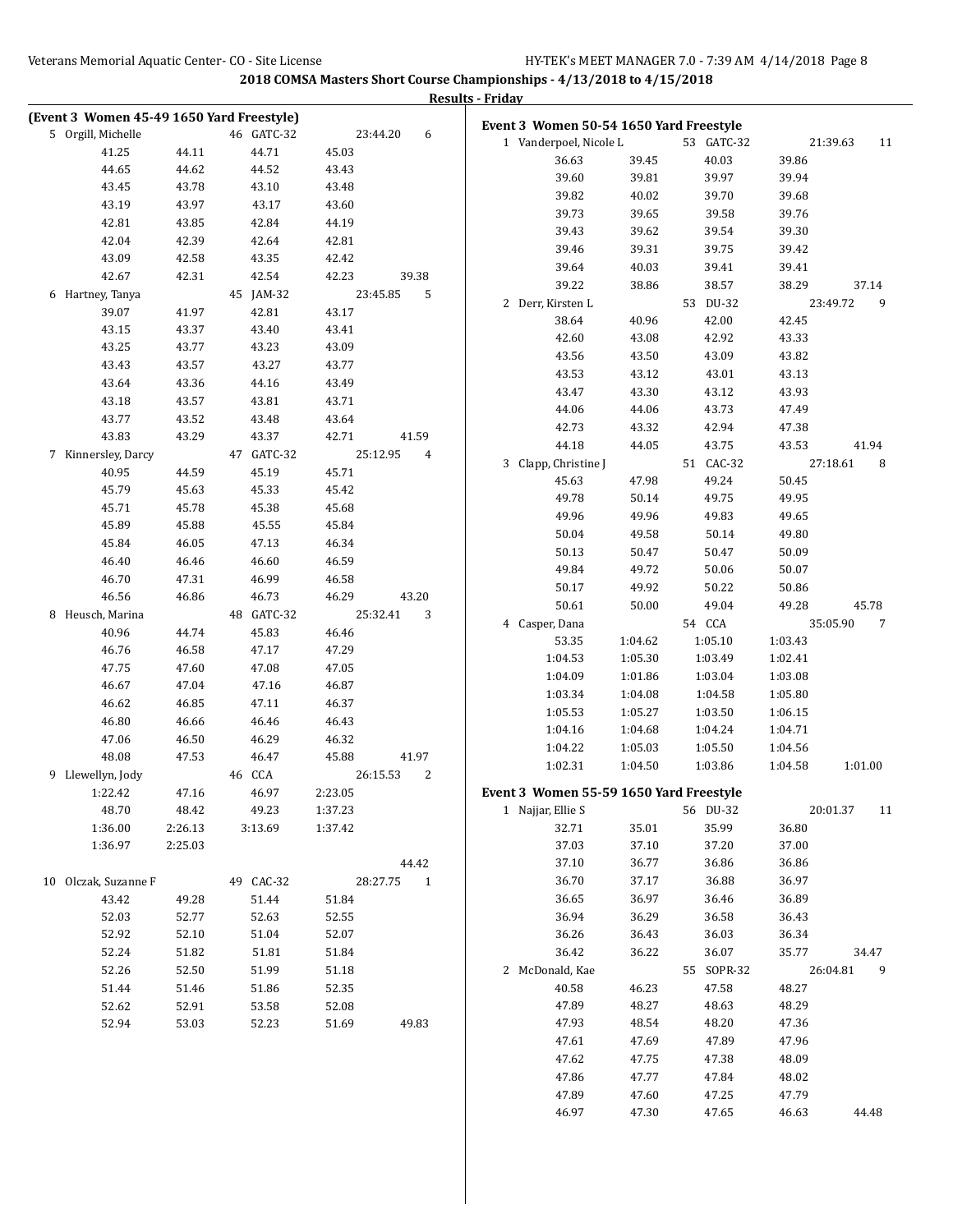2018 COMSA Masters Short Course Championships - 4/13/2018 to 4/15/2018

Results - Friday

## (Event 3 Women 45-49 1650 Yard Freestyle)

| Place | Name | Age | Team | Finals Time | Points |
|---|---|---|---|---|---|
| 5 | Orgill, Michelle | 46 | GATC-32 | 23:44.20 | 6 |
| | 41.25 | 44.11 | 44.71 | 45.03 | |
| | 44.65 | 44.62 | 44.52 | 43.43 | |
| | 43.45 | 43.78 | 43.10 | 43.48 | |
| | 43.19 | 43.97 | 43.17 | 43.60 | |
| | 42.81 | 43.85 | 42.84 | 44.19 | |
| | 42.04 | 42.39 | 42.64 | 42.81 | |
| | 43.09 | 42.58 | 43.35 | 42.42 | |
| | 42.67 | 42.31 | 42.54 | 42.23 | 39.38 |
| 6 | Hartney, Tanya | 45 | JAM-32 | 23:45.85 | 5 |
| | 39.07 | 41.97 | 42.81 | 43.17 | |
| | 43.15 | 43.37 | 43.40 | 43.41 | |
| | 43.25 | 43.77 | 43.23 | 43.09 | |
| | 43.43 | 43.57 | 43.27 | 43.77 | |
| | 43.64 | 43.36 | 44.16 | 43.49 | |
| | 43.18 | 43.57 | 43.81 | 43.71 | |
| | 43.77 | 43.52 | 43.48 | 43.64 | |
| | 43.83 | 43.29 | 43.37 | 42.71 | 41.59 |
| 7 | Kinnersley, Darcy | 47 | GATC-32 | 25:12.95 | 4 |
| | 40.95 | 44.59 | 45.19 | 45.71 | |
| | 45.79 | 45.63 | 45.33 | 45.42 | |
| | 45.71 | 45.78 | 45.38 | 45.68 | |
| | 45.89 | 45.88 | 45.55 | 45.84 | |
| | 45.84 | 46.05 | 47.13 | 46.34 | |
| | 46.40 | 46.46 | 46.60 | 46.59 | |
| | 46.70 | 47.31 | 46.99 | 46.58 | |
| | 46.56 | 46.86 | 46.73 | 46.29 | 43.20 |
| 8 | Heusch, Marina | 48 | GATC-32 | 25:32.41 | 3 |
| | 40.96 | 44.74 | 45.83 | 46.46 | |
| | 46.76 | 46.58 | 47.17 | 47.29 | |
| | 47.75 | 47.60 | 47.08 | 47.05 | |
| | 46.67 | 47.04 | 47.16 | 46.87 | |
| | 46.62 | 46.85 | 47.11 | 46.37 | |
| | 46.80 | 46.66 | 46.46 | 46.43 | |
| | 47.06 | 46.50 | 46.29 | 46.32 | |
| | 48.08 | 47.53 | 46.47 | 45.88 | 41.97 |
| 9 | Llewellyn, Jody | 46 | CCA | 26:15.53 | 2 |
| | 1:22.42 | 47.16 | 46.97 | 2:23.05 | |
| | 48.70 | 48.42 | 49.23 | 1:37.23 | |
| | 1:36.00 | 2:26.13 | 3:13.69 | 1:37.42 | |
| | 1:36.97 | 2:25.03 | | | |
| | | | | | 44.42 |
| 10 | Olczak, Suzanne F | 49 | CAC-32 | 28:27.75 | 1 |
| | 43.42 | 49.28 | 51.44 | 51.84 | |
| | 52.03 | 52.77 | 52.63 | 52.55 | |
| | 52.92 | 52.10 | 51.04 | 52.07 | |
| | 52.24 | 51.82 | 51.81 | 51.84 | |
| | 52.26 | 52.50 | 51.99 | 51.18 | |
| | 51.44 | 51.46 | 51.86 | 52.35 | |
| | 52.62 | 52.91 | 53.58 | 52.08 | |
| | 52.94 | 53.03 | 52.23 | 51.69 | 49.83 |

## Event 3 Women 50-54 1650 Yard Freestyle

| Place | Name | Age | Team | Finals Time | Points |
|---|---|---|---|---|---|
| 1 | Vanderpoel, Nicole L | 53 | GATC-32 | 21:39.63 | 11 |
| | 36.63 | 39.45 | 40.03 | 39.86 | |
| | 39.60 | 39.81 | 39.97 | 39.94 | |
| | 39.82 | 40.02 | 39.70 | 39.68 | |
| | 39.73 | 39.65 | 39.58 | 39.76 | |
| | 39.43 | 39.62 | 39.54 | 39.30 | |
| | 39.46 | 39.31 | 39.75 | 39.42 | |
| | 39.64 | 40.03 | 39.41 | 39.41 | |
| | 39.22 | 38.86 | 38.57 | 38.29 | 37.14 |
| 2 | Derr, Kirsten L | 53 | DU-32 | 23:49.72 | 9 |
| | 38.64 | 40.96 | 42.00 | 42.45 | |
| | 42.60 | 43.08 | 42.92 | 43.33 | |
| | 43.56 | 43.50 | 43.09 | 43.82 | |
| | 43.53 | 43.12 | 43.01 | 43.13 | |
| | 43.47 | 43.30 | 43.12 | 43.93 | |
| | 44.06 | 44.06 | 43.73 | 47.49 | |
| | 42.73 | 43.32 | 42.94 | 47.38 | |
| | 44.18 | 44.05 | 43.75 | 43.53 | 41.94 |
| 3 | Clapp, Christine J | 51 | CAC-32 | 27:18.61 | 8 |
| | 45.63 | 47.98 | 49.24 | 50.45 | |
| | 49.78 | 50.14 | 49.75 | 49.95 | |
| | 49.96 | 49.96 | 49.83 | 49.65 | |
| | 50.04 | 49.58 | 50.14 | 49.80 | |
| | 50.13 | 50.47 | 50.47 | 50.09 | |
| | 49.84 | 49.72 | 50.06 | 50.07 | |
| | 50.17 | 49.92 | 50.22 | 50.86 | |
| | 50.61 | 50.00 | 49.04 | 49.28 | 45.78 |
| 4 | Casper, Dana | 54 | CCA | 35:05.90 | 7 |
| | 53.35 | 1:04.62 | 1:05.10 | 1:03.43 | |
| | 1:04.53 | 1:05.30 | 1:03.49 | 1:02.41 | |
| | 1:04.09 | 1:01.86 | 1:03.04 | 1:03.08 | |
| | 1:03.34 | 1:04.08 | 1:04.58 | 1:05.80 | |
| | 1:05.53 | 1:05.27 | 1:03.50 | 1:06.15 | |
| | 1:04.16 | 1:04.68 | 1:04.24 | 1:04.71 | |
| | 1:04.22 | 1:05.03 | 1:05.50 | 1:04.56 | |
| | 1:02.31 | 1:04.50 | 1:03.86 | 1:04.58 | 1:01.00 |

## Event 3 Women 55-59 1650 Yard Freestyle

| Place | Name | Age | Team | Finals Time | Points |
|---|---|---|---|---|---|
| 1 | Najjar, Ellie S | 56 | DU-32 | 20:01.37 | 11 |
| | 32.71 | 35.01 | 35.99 | 36.80 | |
| | 37.03 | 37.10 | 37.20 | 37.00 | |
| | 37.10 | 36.77 | 36.86 | 36.86 | |
| | 36.70 | 37.17 | 36.88 | 36.97 | |
| | 36.65 | 36.97 | 36.46 | 36.89 | |
| | 36.94 | 36.29 | 36.58 | 36.43 | |
| | 36.26 | 36.43 | 36.03 | 36.34 | |
| | 36.42 | 36.22 | 36.07 | 35.77 | 34.47 |
| 2 | McDonald, Kae | 55 | SOPR-32 | 26:04.81 | 9 |
| | 40.58 | 46.23 | 47.58 | 48.27 | |
| | 47.89 | 48.27 | 48.63 | 48.29 | |
| | 47.93 | 48.54 | 48.20 | 47.36 | |
| | 47.61 | 47.69 | 47.89 | 47.96 | |
| | 47.62 | 47.75 | 47.38 | 48.09 | |
| | 47.86 | 47.77 | 47.84 | 48.02 | |
| | 47.89 | 47.60 | 47.25 | 47.79 | |
| | 46.97 | 47.30 | 47.65 | 46.63 | 44.48 |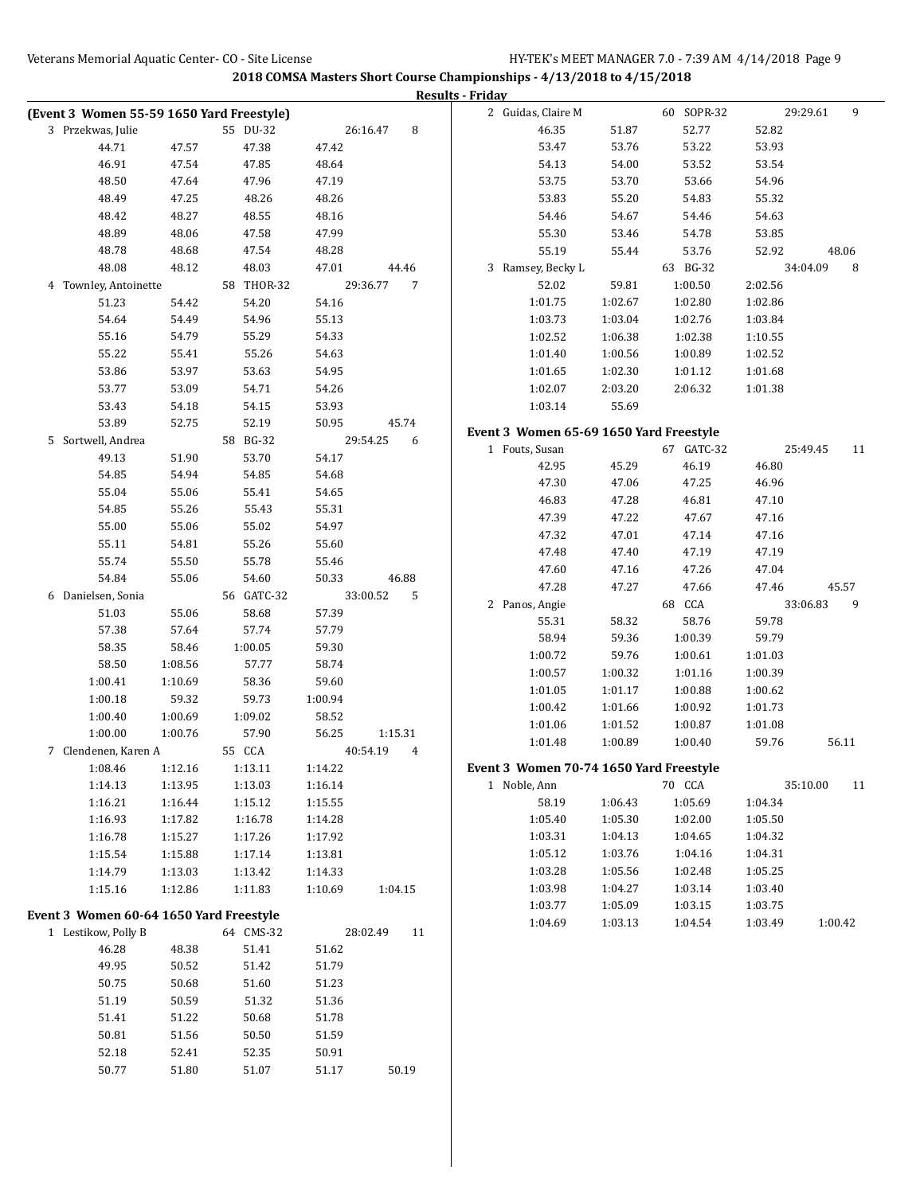**2018 COMSA Masters Short Course Championships - 4/13/2018 to 4/15/2018**

**Results - Friday**

**(Event 3 Women 55-59 1650 Yard Freestyle)**

```
  3 Przekwas, Julie              55 DU-32              26:16.47      8
        44.71       47.57       47.38       47.42
        46.91       47.54       47.85       48.64
        48.50       47.64       47.96       47.19
        48.49       47.25       48.26       48.26
        48.42       48.27       48.55       48.16
        48.89       48.06       47.58       47.99
        48.78       48.68       47.54       48.28
        48.08       48.12       48.03       47.01       44.46
  4 Townley, Antoinette          58 THOR-32            29:36.77      7
        51.23       54.42       54.20       54.16
        54.64       54.49       54.96       55.13
        55.16       54.79       55.29       54.33
        55.22       55.41       55.26       54.63
        53.86       53.97       53.63       54.95
        53.77       53.09       54.71       54.26
        53.43       54.18       54.15       53.93
        53.89       52.75       52.19       50.95       45.74
  5 Sortwell, Andrea             58 BG-32              29:54.25      6
        49.13       51.90       53.70       54.17
        54.85       54.94       54.85       54.68
        55.04       55.06       55.41       54.65
        54.85       55.26       55.43       55.31
        55.00       55.06       55.02       54.97
        55.11       54.81       55.26       55.60
        55.74       55.50       55.78       55.46
        54.84       55.06       54.60       50.33       46.88
  6 Danielsen, Sonia             56 GATC-32            33:00.52      5
        51.03       55.06       58.68       57.39
        57.38       57.64       57.74       57.79
        58.35       58.46     1:00.05       59.30
        58.50     1:08.56       57.77       58.74
      1:00.41     1:10.69       58.36       59.60
      1:00.18       59.32       59.73     1:00.94
      1:00.40     1:00.69     1:09.02       58.52
      1:00.00     1:00.76       57.90       56.25     1:15.31
  7 Clendenen, Karen A           55 CCA                40:54.19      4
      1:08.46     1:12.16     1:13.11     1:14.22
      1:14.13     1:13.95     1:13.03     1:16.14
      1:16.21     1:16.44     1:15.12     1:15.55
      1:16.93     1:17.82     1:16.78     1:14.28
      1:16.78     1:15.27     1:17.26     1:17.92
      1:15.54     1:15.88     1:17.14     1:13.81
      1:14.79     1:13.03     1:13.42     1:14.33
      1:15.16     1:12.86     1:11.83     1:10.69     1:04.15
```

**Event 3 Women 60-64 1650 Yard Freestyle**

```
  1 Lestikow, Polly B            64 CMS-32             28:02.49     11
        46.28       48.38       51.41       51.62
        49.95       50.52       51.42       51.79
        50.75       50.68       51.60       51.23
        51.19       50.59       51.32       51.36
        51.41       51.22       50.68       51.78
        50.81       51.56       50.50       51.59
        52.18       52.41       52.35       50.91
        50.77       51.80       51.07       51.17       50.19
  2 Guidas, Claire M             60 SOPR-32            29:29.61      9
        46.35       51.87       52.77       52.82
        53.47       53.76       53.22       53.93
        54.13       54.00       53.52       53.54
        53.75       53.70       53.66       54.96
        53.83       55.20       54.83       55.32
        54.46       54.67       54.46       54.63
        55.30       53.46       54.78       53.85
        55.19       55.44       53.76       52.92       48.06
  3 Ramsey, Becky L              63 BG-32              34:04.09      8
        52.02       59.81     1:00.50     2:02.56
      1:01.75     1:02.67     1:02.80     1:02.86
      1:03.73     1:03.04     1:02.76     1:03.84
      1:02.52     1:06.38     1:02.38     1:10.55
      1:01.40     1:00.56     1:00.89     1:02.52
      1:01.65     1:02.30     1:01.12     1:01.68
      1:02.07     2:03.20     2:06.32     1:01.38
      1:03.14       55.69
```

**Event 3 Women 65-69 1650 Yard Freestyle**

```
  1 Fouts, Susan                 67 GATC-32            25:49.45     11
        42.95       45.29       46.19       46.80
        47.30       47.06       47.25       46.96
        46.83       47.28       46.81       47.10
        47.39       47.22       47.67       47.16
        47.32       47.01       47.14       47.16
        47.48       47.40       47.19       47.19
        47.60       47.16       47.26       47.04
        47.28       47.27       47.66       47.46       45.57
  2 Panos, Angie                 68 CCA                33:06.83      9
        55.31       58.32       58.76       59.78
        58.94       59.36     1:00.39       59.79
      1:00.72       59.76     1:00.61     1:01.03
      1:00.57     1:00.32     1:01.16     1:00.39
      1:01.05     1:01.17     1:00.88     1:00.62
      1:00.42     1:01.66     1:00.92     1:01.73
      1:01.06     1:01.52     1:00.87     1:01.08
      1:01.48     1:00.89     1:00.40       59.76       56.11
```

**Event 3 Women 70-74 1650 Yard Freestyle**

```
  1 Noble, Ann                   70 CCA                35:10.00     11
        58.19     1:06.43     1:05.69     1:04.34
      1:05.40     1:05.30     1:02.00     1:05.50
      1:03.31     1:04.13     1:04.65     1:04.32
      1:05.12     1:03.76     1:04.16     1:04.31
      1:03.28     1:05.56     1:02.48     1:05.25
      1:03.98     1:04.27     1:03.14     1:03.40
      1:03.77     1:05.09     1:03.15     1:03.75
      1:04.69     1:03.13     1:04.54     1:03.49     1:00.42
```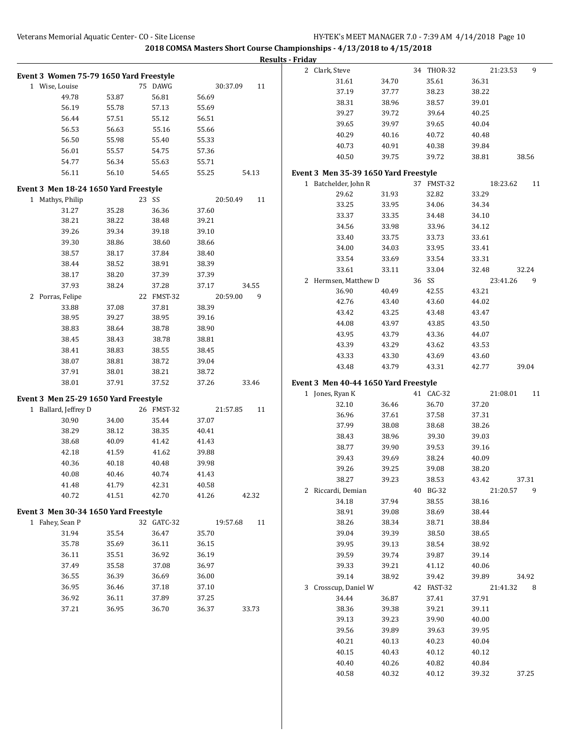**2018 COMSA Masters Short Course Championships - 4/13/2018 to 4/15/2018**

**Results - Friday**

### Event 3 Women 75-79 1650 Yard Freestyle

1 Wise, Louise 75 DAWG 30:37.09 11

| | | | | |
|---|---|---|---|---|
| 49.78 | 53.87 | 56.81 | 56.69 | |
| 56.19 | 55.78 | 57.13 | 55.69 | |
| 56.44 | 57.51 | 55.12 | 56.51 | |
| 56.53 | 56.63 | 55.16 | 55.66 | |
| 56.50 | 55.98 | 55.40 | 55.33 | |
| 56.01 | 55.57 | 54.75 | 57.36 | |
| 54.77 | 56.34 | 55.63 | 55.71 | |
| 56.11 | 56.10 | 54.65 | 55.25 | 54.13 |

### Event 3 Men 18-24 1650 Yard Freestyle

1 Mathys, Philip 23 SS 20:50.49 11

| | | | | |
|---|---|---|---|---|
| 31.27 | 35.28 | 36.36 | 37.60 | |
| 38.21 | 38.22 | 38.48 | 39.21 | |
| 39.26 | 39.34 | 39.18 | 39.10 | |
| 39.30 | 38.86 | 38.60 | 38.66 | |
| 38.57 | 38.17 | 37.84 | 38.40 | |
| 38.44 | 38.52 | 38.91 | 38.39 | |
| 38.17 | 38.20 | 37.39 | 37.39 | |
| 37.93 | 38.24 | 37.28 | 37.17 | 34.55 |

2 Porras, Felipe 22 FMST-32 20:59.00 9

| | | | | |
|---|---|---|---|---|
| 33.88 | 37.08 | 37.81 | 38.39 | |
| 38.95 | 39.27 | 38.95 | 39.16 | |
| 38.83 | 38.64 | 38.78 | 38.90 | |
| 38.45 | 38.43 | 38.78 | 38.81 | |
| 38.41 | 38.83 | 38.55 | 38.45 | |
| 38.07 | 38.81 | 38.72 | 39.04 | |
| 37.91 | 38.01 | 38.21 | 38.72 | |
| 38.01 | 37.91 | 37.52 | 37.26 | 33.46 |

### Event 3 Men 25-29 1650 Yard Freestyle

1 Ballard, Jeffrey D 26 FMST-32 21:57.85 11

| | | | | |
|---|---|---|---|---|
| 30.90 | 34.00 | 35.44 | 37.07 | |
| 38.29 | 38.12 | 38.35 | 40.41 | |
| 38.68 | 40.09 | 41.42 | 41.43 | |
| 42.18 | 41.59 | 41.62 | 39.88 | |
| 40.36 | 40.18 | 40.48 | 39.98 | |
| 40.08 | 40.46 | 40.74 | 41.43 | |
| 41.48 | 41.79 | 42.31 | 40.58 | |
| 40.72 | 41.51 | 42.70 | 41.26 | 42.32 |

### Event 3 Men 30-34 1650 Yard Freestyle

1 Fahey, Sean P 32 GATC-32 19:57.68 11

| | | | | |
|---|---|---|---|---|
| 31.94 | 35.54 | 36.47 | 35.70 | |
| 35.78 | 35.69 | 36.11 | 36.15 | |
| 36.11 | 35.51 | 36.92 | 36.19 | |
| 37.49 | 35.58 | 37.08 | 36.97 | |
| 36.55 | 36.39 | 36.69 | 36.00 | |
| 36.95 | 36.46 | 37.18 | 37.10 | |
| 36.92 | 36.11 | 37.89 | 37.25 | |
| 37.21 | 36.95 | 36.70 | 36.37 | 33.73 |

2 Clark, Steve 34 THOR-32 21:23.53 9

| | | | | |
|---|---|---|---|---|
| 31.61 | 34.70 | 35.61 | 36.31 | |
| 37.19 | 37.77 | 38.23 | 38.22 | |
| 38.31 | 38.96 | 38.57 | 39.01 | |
| 39.27 | 39.72 | 39.64 | 40.25 | |
| 39.65 | 39.97 | 39.65 | 40.04 | |
| 40.29 | 40.16 | 40.72 | 40.48 | |
| 40.73 | 40.91 | 40.38 | 39.84 | |
| 40.50 | 39.75 | 39.72 | 38.81 | 38.56 |

### Event 3 Men 35-39 1650 Yard Freestyle

1 Batchelder, John R 37 FMST-32 18:23.62 11

| | | | | |
|---|---|---|---|---|
| 29.62 | 31.93 | 32.82 | 33.29 | |
| 33.25 | 33.95 | 34.06 | 34.34 | |
| 33.37 | 33.35 | 34.48 | 34.10 | |
| 34.56 | 33.98 | 33.96 | 34.12 | |
| 33.40 | 33.75 | 33.73 | 33.61 | |
| 34.00 | 34.03 | 33.95 | 33.41 | |
| 33.54 | 33.69 | 33.54 | 33.31 | |
| 33.61 | 33.11 | 33.04 | 32.48 | 32.24 |

2 Hermsen, Matthew D 36 SS 23:41.26 9

| | | | | |
|---|---|---|---|---|
| 36.90 | 40.49 | 42.55 | 43.21 | |
| 42.76 | 43.40 | 43.60 | 44.02 | |
| 43.42 | 43.25 | 43.48 | 43.47 | |
| 44.08 | 43.97 | 43.85 | 43.50 | |
| 43.95 | 43.79 | 43.36 | 44.07 | |
| 43.39 | 43.29 | 43.62 | 43.53 | |
| 43.33 | 43.30 | 43.69 | 43.60 | |
| 43.48 | 43.79 | 43.31 | 42.77 | 39.04 |

### Event 3 Men 40-44 1650 Yard Freestyle

1 Jones, Ryan K 41 CAC-32 21:08.01 11

| | | | | |
|---|---|---|---|---|
| 32.10 | 36.46 | 36.70 | 37.20 | |
| 36.96 | 37.61 | 37.58 | 37.31 | |
| 37.99 | 38.08 | 38.68 | 38.26 | |
| 38.43 | 38.96 | 39.30 | 39.03 | |
| 38.77 | 39.90 | 39.53 | 39.16 | |
| 39.43 | 39.69 | 38.24 | 40.09 | |
| 39.26 | 39.25 | 39.08 | 38.20 | |
| 38.27 | 39.23 | 38.53 | 43.42 | 37.31 |

2 Riccardi, Demian 40 BG-32 21:20.57 9

| | | | | |
|---|---|---|---|---|
| 34.18 | 37.94 | 38.55 | 38.16 | |
| 38.91 | 39.08 | 38.69 | 38.44 | |
| 38.26 | 38.34 | 38.71 | 38.84 | |
| 39.04 | 39.39 | 38.50 | 38.65 | |
| 39.95 | 39.13 | 38.54 | 38.92 | |
| 39.59 | 39.74 | 39.87 | 39.14 | |
| 39.33 | 39.21 | 41.12 | 40.06 | |
| 39.14 | 38.92 | 39.42 | 39.89 | 34.92 |

3 Crosscup, Daniel W 42 FAST-32 21:41.32 8

| | | | | |
|---|---|---|---|---|
| 34.44 | 36.87 | 37.41 | 37.91 | |
| 38.36 | 39.38 | 39.21 | 39.11 | |
| 39.13 | 39.23 | 39.90 | 40.00 | |
| 39.56 | 39.89 | 39.63 | 39.95 | |
| 40.21 | 40.13 | 40.23 | 40.04 | |
| 40.15 | 40.43 | 40.12 | 40.12 | |
| 40.40 | 40.26 | 40.82 | 40.84 | |
| 40.58 | 40.32 | 40.12 | 39.32 | 37.25 |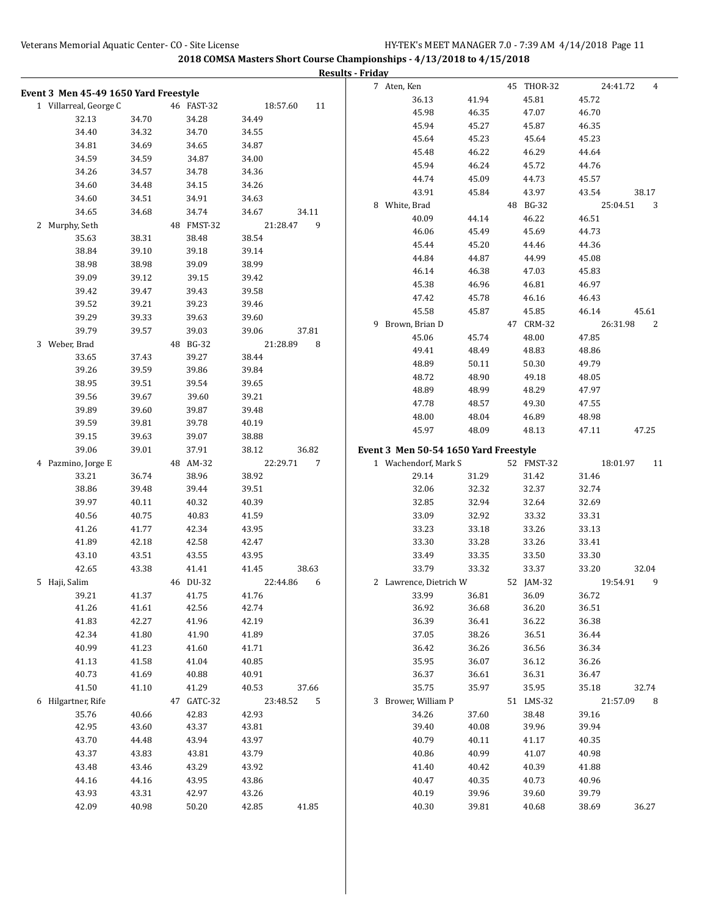**2018 COMSA Masters Short Course Championships - 4/13/2018 to 4/15/2018**

**Results - Friday**

### Event 3 Men 45-49 1650 Yard Freestyle

1 Villarreal, George C — 46 FAST-32 — 18:57.60 — 11

| | | | | |
|---|---|---|---|---|
| 32.13 | 34.70 | 34.28 | 34.49 | |
| 34.40 | 34.32 | 34.70 | 34.55 | |
| 34.81 | 34.69 | 34.65 | 34.87 | |
| 34.59 | 34.59 | 34.87 | 34.00 | |
| 34.26 | 34.57 | 34.78 | 34.36 | |
| 34.60 | 34.48 | 34.15 | 34.26 | |
| 34.60 | 34.51 | 34.91 | 34.63 | |
| 34.65 | 34.68 | 34.74 | 34.67 | 34.11 |

2 Murphy, Seth — 48 FMST-32 — 21:28.47 — 9

| | | | | |
|---|---|---|---|---|
| 35.63 | 38.31 | 38.48 | 38.54 | |
| 38.84 | 39.10 | 39.18 | 39.14 | |
| 38.98 | 38.98 | 39.09 | 38.99 | |
| 39.09 | 39.12 | 39.15 | 39.42 | |
| 39.42 | 39.47 | 39.43 | 39.58 | |
| 39.52 | 39.21 | 39.23 | 39.46 | |
| 39.29 | 39.33 | 39.63 | 39.60 | |
| 39.79 | 39.57 | 39.03 | 39.06 | 37.81 |

3 Weber, Brad — 48 BG-32 — 21:28.89 — 8

| | | | | |
|---|---|---|---|---|
| 33.65 | 37.43 | 39.27 | 38.44 | |
| 39.26 | 39.59 | 39.86 | 39.84 | |
| 38.95 | 39.51 | 39.54 | 39.65 | |
| 39.56 | 39.67 | 39.60 | 39.21 | |
| 39.89 | 39.60 | 39.87 | 39.48 | |
| 39.59 | 39.81 | 39.78 | 40.19 | |
| 39.15 | 39.63 | 39.07 | 38.88 | |
| 39.06 | 39.01 | 37.91 | 38.12 | 36.82 |

4 Pazmino, Jorge E — 48 AM-32 — 22:29.71 — 7

| | | | | |
|---|---|---|---|---|
| 33.21 | 36.74 | 38.96 | 38.92 | |
| 38.86 | 39.48 | 39.44 | 39.51 | |
| 39.97 | 40.11 | 40.32 | 40.39 | |
| 40.56 | 40.75 | 40.83 | 41.59 | |
| 41.26 | 41.77 | 42.34 | 43.95 | |
| 41.89 | 42.18 | 42.58 | 42.47 | |
| 43.10 | 43.51 | 43.55 | 43.95 | |
| 42.65 | 43.38 | 41.41 | 41.45 | 38.63 |

5 Haji, Salim — 46 DU-32 — 22:44.86 — 6

| | | | | |
|---|---|---|---|---|
| 39.21 | 41.37 | 41.75 | 41.76 | |
| 41.26 | 41.61 | 42.56 | 42.74 | |
| 41.83 | 42.27 | 41.96 | 42.19 | |
| 42.34 | 41.80 | 41.90 | 41.89 | |
| 40.99 | 41.23 | 41.60 | 41.71 | |
| 41.13 | 41.58 | 41.04 | 40.85 | |
| 40.73 | 41.69 | 40.88 | 40.91 | |
| 41.50 | 41.10 | 41.29 | 40.53 | 37.66 |

6 Hilgartner, Rife — 47 GATC-32 — 23:48.52 — 5

| | | | | |
|---|---|---|---|---|
| 35.76 | 40.66 | 42.83 | 42.93 | |
| 42.95 | 43.60 | 43.37 | 43.81 | |
| 43.70 | 44.48 | 43.94 | 43.97 | |
| 43.37 | 43.83 | 43.81 | 43.79 | |
| 43.48 | 43.46 | 43.29 | 43.92 | |
| 44.16 | 44.16 | 43.95 | 43.86 | |
| 43.93 | 43.31 | 42.97 | 43.26 | |
| 42.09 | 40.98 | 50.20 | 42.85 | 41.85 |

7 Aten, Ken — 45 THOR-32 — 24:41.72 — 4

| | | | | |
|---|---|---|---|---|
| 36.13 | 41.94 | 45.81 | 45.72 | |
| 45.98 | 46.35 | 47.07 | 46.70 | |
| 45.94 | 45.27 | 45.87 | 46.35 | |
| 45.64 | 45.23 | 45.64 | 45.23 | |
| 45.48 | 46.22 | 46.29 | 44.64 | |
| 45.94 | 46.24 | 45.72 | 44.76 | |
| 44.74 | 45.09 | 44.73 | 45.57 | |
| 43.91 | 45.84 | 43.97 | 43.54 | 38.17 |

8 White, Brad — 48 BG-32 — 25:04.51 — 3

| | | | | |
|---|---|---|---|---|
| 40.09 | 44.14 | 46.22 | 46.51 | |
| 46.06 | 45.49 | 45.69 | 44.73 | |
| 45.44 | 45.20 | 44.46 | 44.36 | |
| 44.84 | 44.87 | 44.99 | 45.08 | |
| 46.14 | 46.38 | 47.03 | 45.83 | |
| 45.38 | 46.96 | 46.81 | 46.97 | |
| 47.42 | 45.78 | 46.16 | 46.43 | |
| 45.58 | 45.87 | 45.85 | 46.14 | 45.61 |

9 Brown, Brian D — 47 CRM-32 — 26:31.98 — 2

| | | | | |
|---|---|---|---|---|
| 45.06 | 45.74 | 48.00 | 47.85 | |
| 49.41 | 48.49 | 48.83 | 48.86 | |
| 48.89 | 50.11 | 50.30 | 49.79 | |
| 48.72 | 48.90 | 49.18 | 48.05 | |
| 48.89 | 48.99 | 48.29 | 47.97 | |
| 47.78 | 48.57 | 49.30 | 47.55 | |
| 48.00 | 48.04 | 46.89 | 48.98 | |
| 45.97 | 48.09 | 48.13 | 47.11 | 47.25 |

### Event 3 Men 50-54 1650 Yard Freestyle

1 Wachendorf, Mark S — 52 FMST-32 — 18:01.97 — 11

| | | | | |
|---|---|---|---|---|
| 29.14 | 31.29 | 31.42 | 31.46 | |
| 32.06 | 32.32 | 32.37 | 32.74 | |
| 32.85 | 32.94 | 32.64 | 32.69 | |
| 33.09 | 32.92 | 33.32 | 33.31 | |
| 33.23 | 33.18 | 33.26 | 33.13 | |
| 33.30 | 33.28 | 33.26 | 33.41 | |
| 33.49 | 33.35 | 33.50 | 33.30 | |
| 33.79 | 33.32 | 33.37 | 33.20 | 32.04 |

2 Lawrence, Dietrich W — 52 JAM-32 — 19:54.91 — 9

| | | | | |
|---|---|---|---|---|
| 33.99 | 36.81 | 36.09 | 36.72 | |
| 36.92 | 36.68 | 36.20 | 36.51 | |
| 36.39 | 36.41 | 36.22 | 36.38 | |
| 37.05 | 38.26 | 36.51 | 36.44 | |
| 36.42 | 36.26 | 36.56 | 36.34 | |
| 35.95 | 36.07 | 36.12 | 36.26 | |
| 36.37 | 36.61 | 36.31 | 36.47 | |
| 35.75 | 35.97 | 35.95 | 35.18 | 32.74 |

3 Brower, William P — 51 LMS-32 — 21:57.09 — 8

| | | | | |
|---|---|---|---|---|
| 34.26 | 37.60 | 38.48 | 39.16 | |
| 39.40 | 40.08 | 39.96 | 39.94 | |
| 40.79 | 40.11 | 41.17 | 40.35 | |
| 40.86 | 40.99 | 41.07 | 40.98 | |
| 41.40 | 40.42 | 40.39 | 41.88 | |
| 40.47 | 40.35 | 40.73 | 40.96 | |
| 40.19 | 39.96 | 39.60 | 39.79 | |
| 40.30 | 39.81 | 40.68 | 38.69 | 36.27 |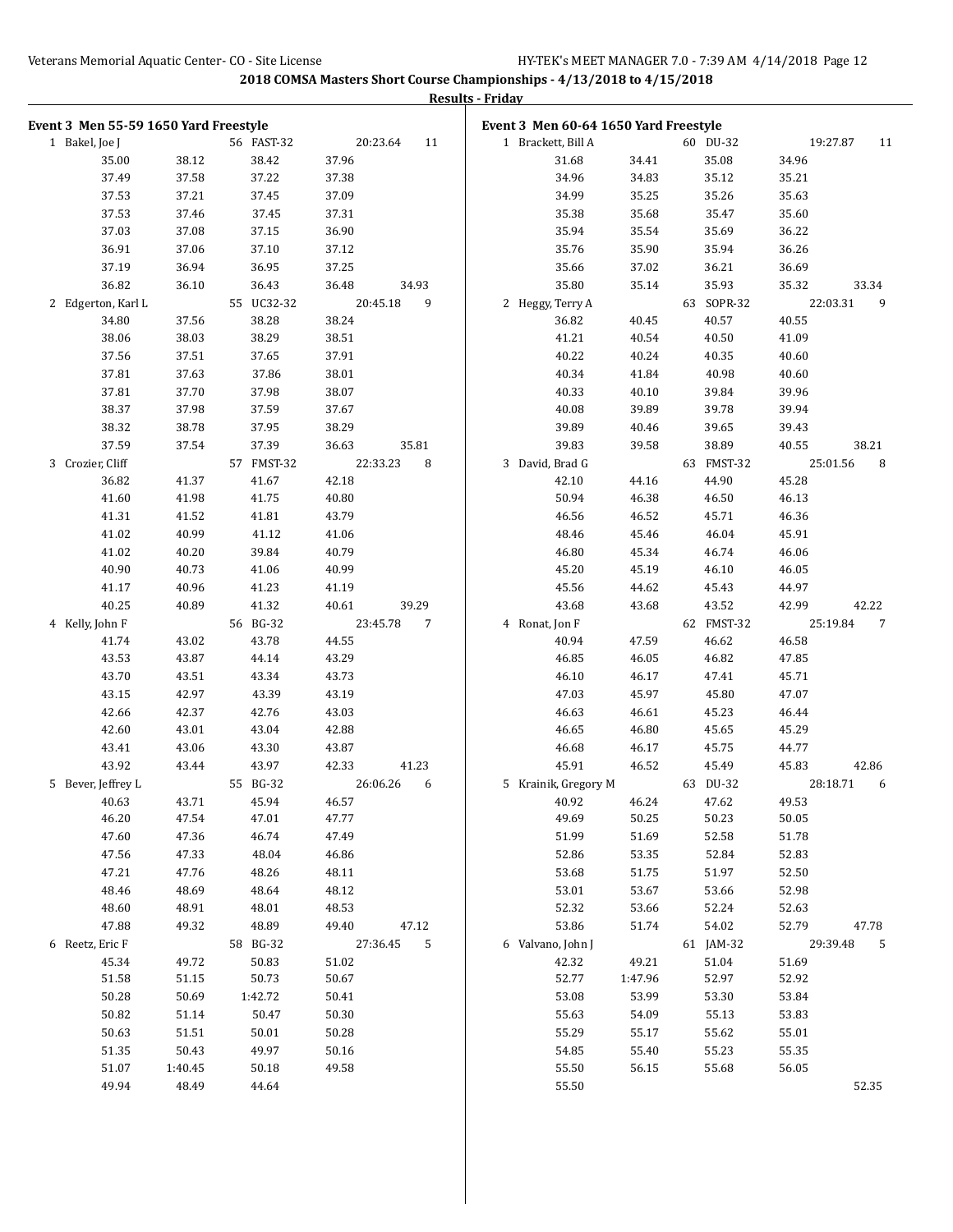**2018 COMSA Masters Short Course Championships - 4/13/2018 to 4/15/2018**

**Results - Friday**

## Event 3 Men 55-59 1650 Yard Freestyle

```
  1 Bakel, Joe J                  56 FAST-32            20:23.64     11
        35.00      38.12      38.42      37.96
        37.49      37.58      37.22      37.38
        37.53      37.21      37.45      37.09
        37.53      37.46      37.45      37.31
        37.03      37.08      37.15      36.90
        36.91      37.06      37.10      37.12
        37.19      36.94      36.95      37.25
        36.82      36.10      36.43      36.48      34.93
  2 Edgerton, Karl L              55 UC32-32            20:45.18      9
        34.80      37.56      38.28      38.24
        38.06      38.03      38.29      38.51
        37.56      37.51      37.65      37.91
        37.81      37.63      37.86      38.01
        37.81      37.70      37.98      38.07
        38.37      37.98      37.59      37.67
        38.32      38.78      37.95      38.29
        37.59      37.54      37.39      36.63      35.81
  3 Crozier, Cliff                57 FMST-32            22:33.23      8
        36.82      41.37      41.67      42.18
        41.60      41.98      41.75      40.80
        41.31      41.52      41.81      43.79
        41.02      40.99      41.12      41.06
        41.02      40.20      39.84      40.79
        40.90      40.73      41.06      40.99
        41.17      40.96      41.23      41.19
        40.25      40.89      41.32      40.61      39.29
  4 Kelly, John F                 56 BG-32              23:45.78      7
        41.74      43.02      43.78      44.55
        43.53      43.87      44.14      43.29
        43.70      43.51      43.34      43.73
        43.15      42.97      43.39      43.19
        42.66      42.37      42.76      43.03
        42.60      43.01      43.04      42.88
        43.41      43.06      43.30      43.87
        43.92      43.44      43.97      42.33      41.23
  5 Bever, Jeffrey L              55 BG-32              26:06.26      6
        40.63      43.71      45.94      46.57
        46.20      47.54      47.01      47.77
        47.60      47.36      46.74      47.49
        47.56      47.33      48.04      46.86
        47.21      47.76      48.26      48.11
        48.46      48.69      48.64      48.12
        48.60      48.91      48.01      48.53
        47.88      49.32      48.89      49.40      47.12
  6 Reetz, Eric F                 58 BG-32              27:36.45      5
        45.34      49.72      50.83      51.02
        51.58      51.15      50.73      50.67
        50.28      50.69    1:42.72      50.41
        50.82      51.14      50.47      50.30
        50.63      51.51      50.01      50.28
        51.35      50.43      49.97      50.16
        51.07    1:40.45      50.18      49.58
        49.94      48.49      44.64
```

## Event 3 Men 60-64 1650 Yard Freestyle

```
  1 Brackett, Bill A              60 DU-32              19:27.87     11
        31.68      34.41      35.08      34.96
        34.96      34.83      35.12      35.21
        34.99      35.25      35.26      35.63
        35.38      35.68      35.47      35.60
        35.94      35.54      35.69      36.22
        35.76      35.90      35.94      36.26
        35.66      37.02      36.21      36.69
        35.80      35.14      35.93      35.32      33.34
  2 Heggy, Terry A                63 SOPR-32            22:03.31      9
        36.82      40.45      40.57      40.55
        41.21      40.54      40.50      41.09
        40.22      40.24      40.35      40.60
        40.34      41.84      40.98      40.60
        40.33      40.10      39.84      39.96
        40.08      39.89      39.78      39.94
        39.89      40.46      39.65      39.43
        39.83      39.58      38.89      40.55      38.21
  3 David, Brad G                 63 FMST-32            25:01.56      8
        42.10      44.16      44.90      45.28
        50.94      46.38      46.50      46.13
        46.56      46.52      45.71      46.36
        48.46      45.46      46.04      45.91
        46.80      45.34      46.74      46.06
        45.20      45.19      46.10      46.05
        45.56      44.62      45.43      44.97
        43.68      43.68      43.52      42.99      42.22
  4 Ronat, Jon F                  62 FMST-32            25:19.84      7
        40.94      47.59      46.62      46.58
        46.85      46.05      46.82      47.85
        46.10      46.17      47.41      45.71
        47.03      45.97      45.80      47.07
        46.63      46.61      45.23      46.44
        46.65      46.80      45.65      45.29
        46.68      46.17      45.75      44.77
        45.91      46.52      45.49      45.83      42.86
  5 Krainik, Gregory M            63 DU-32              28:18.71      6
        40.92      46.24      47.62      49.53
        49.69      50.25      50.23      50.05
        51.99      51.69      52.58      51.78
        52.86      53.35      52.84      52.83
        53.68      51.75      51.97      52.50
        53.01      53.67      53.66      52.98
        52.32      53.66      52.24      52.63
        53.86      51.74      54.02      52.79      47.78
  6 Valvano, John J               61 JAM-32             29:39.48      5
        42.32      49.21      51.04      51.69
        52.77    1:47.96      52.97      52.92
        53.08      53.99      53.30      53.84
        55.63      54.09      55.13      53.83
        55.29      55.17      55.62      55.01
        54.85      55.40      55.23      55.35
        55.50      56.15      55.68      56.05
        55.50                                         52.35
```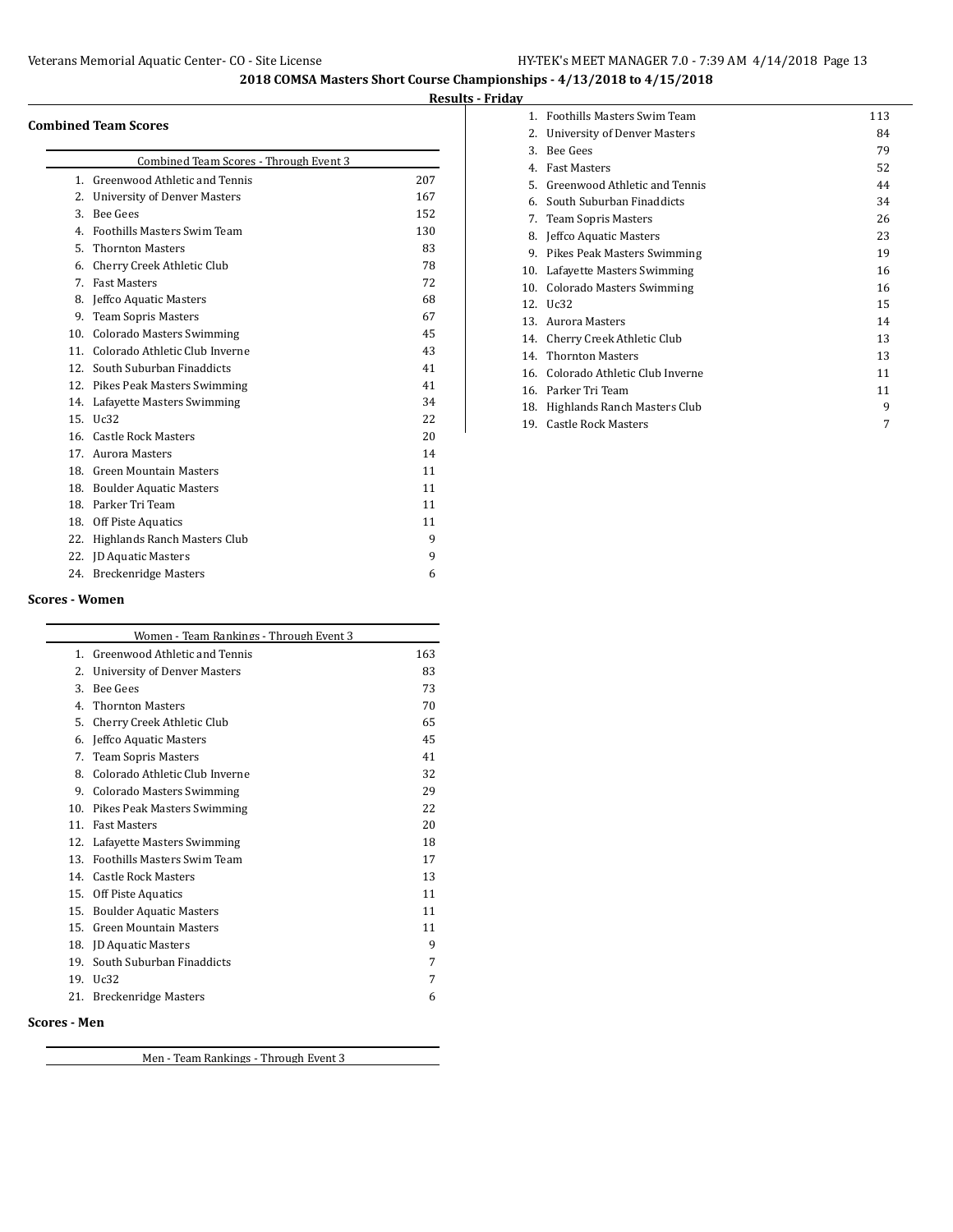# 2018 COMSA Masters Short Course Championships - 4/13/2018 to 4/15/2018

**Results - Friday**

## Combined Team Scores

| Combined Team Scores - Through Event 3 | | |
|---|---|---|
| 1. | Greenwood Athletic and Tennis | 207 |
| 2. | University of Denver Masters | 167 |
| 3. | Bee Gees | 152 |
| 4. | Foothills Masters Swim Team | 130 |
| 5. | Thornton Masters | 83 |
| 6. | Cherry Creek Athletic Club | 78 |
| 7. | Fast Masters | 72 |
| 8. | Jeffco Aquatic Masters | 68 |
| 9. | Team Sopris Masters | 67 |
| 10. | Colorado Masters Swimming | 45 |
| 11. | Colorado Athletic Club Inverne | 43 |
| 12. | South Suburban Finaddicts | 41 |
| 12. | Pikes Peak Masters Swimming | 41 |
| 14. | Lafayette Masters Swimming | 34 |
| 15. | Uc32 | 22 |
| 16. | Castle Rock Masters | 20 |
| 17. | Aurora Masters | 14 |
| 18. | Green Mountain Masters | 11 |
| 18. | Boulder Aquatic Masters | 11 |
| 18. | Parker Tri Team | 11 |
| 18. | Off Piste Aquatics | 11 |
| 22. | Highlands Ranch Masters Club | 9 |
| 22. | JD Aquatic Masters | 9 |
| 24. | Breckenridge Masters | 6 |

## Scores - Women

| Women - Team Rankings - Through Event 3 | | |
|---|---|---|
| 1. | Greenwood Athletic and Tennis | 163 |
| 2. | University of Denver Masters | 83 |
| 3. | Bee Gees | 73 |
| 4. | Thornton Masters | 70 |
| 5. | Cherry Creek Athletic Club | 65 |
| 6. | Jeffco Aquatic Masters | 45 |
| 7. | Team Sopris Masters | 41 |
| 8. | Colorado Athletic Club Inverne | 32 |
| 9. | Colorado Masters Swimming | 29 |
| 10. | Pikes Peak Masters Swimming | 22 |
| 11. | Fast Masters | 20 |
| 12. | Lafayette Masters Swimming | 18 |
| 13. | Foothills Masters Swim Team | 17 |
| 14. | Castle Rock Masters | 13 |
| 15. | Off Piste Aquatics | 11 |
| 15. | Boulder Aquatic Masters | 11 |
| 15. | Green Mountain Masters | 11 |
| 18. | JD Aquatic Masters | 9 |
| 19. | South Suburban Finaddicts | 7 |
| 19. | Uc32 | 7 |
| 21. | Breckenridge Masters | 6 |

## Scores - Men

| Men - Team Rankings - Through Event 3 | | |
|---|---|---|
| 1. | Foothills Masters Swim Team | 113 |
| 2. | University of Denver Masters | 84 |
| 3. | Bee Gees | 79 |
| 4. | Fast Masters | 52 |
| 5. | Greenwood Athletic and Tennis | 44 |
| 6. | South Suburban Finaddicts | 34 |
| 7. | Team Sopris Masters | 26 |
| 8. | Jeffco Aquatic Masters | 23 |
| 9. | Pikes Peak Masters Swimming | 19 |
| 10. | Lafayette Masters Swimming | 16 |
| 10. | Colorado Masters Swimming | 16 |
| 12. | Uc32 | 15 |
| 13. | Aurora Masters | 14 |
| 14. | Cherry Creek Athletic Club | 13 |
| 14. | Thornton Masters | 13 |
| 16. | Colorado Athletic Club Inverne | 11 |
| 16. | Parker Tri Team | 11 |
| 18. | Highlands Ranch Masters Club | 9 |
| 19. | Castle Rock Masters | 7 |